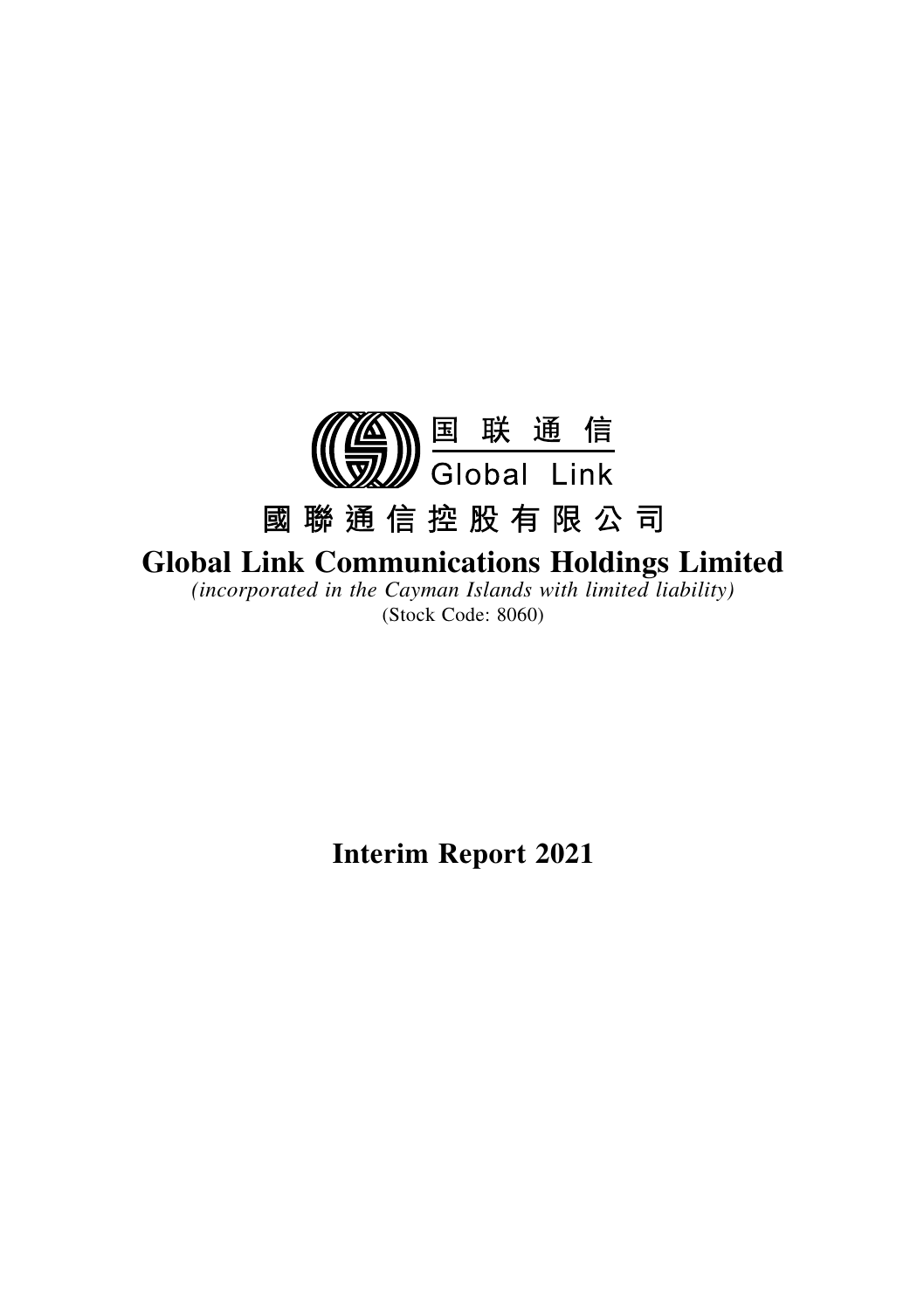国 联 通 信

Global Link

# 國聯通信控股有限公司

# Global Link Communications Holdings Limited

*(incorporated in the Cayman Islands with limited liability)*

(Stock Code: 8060)

# Interim Report 2021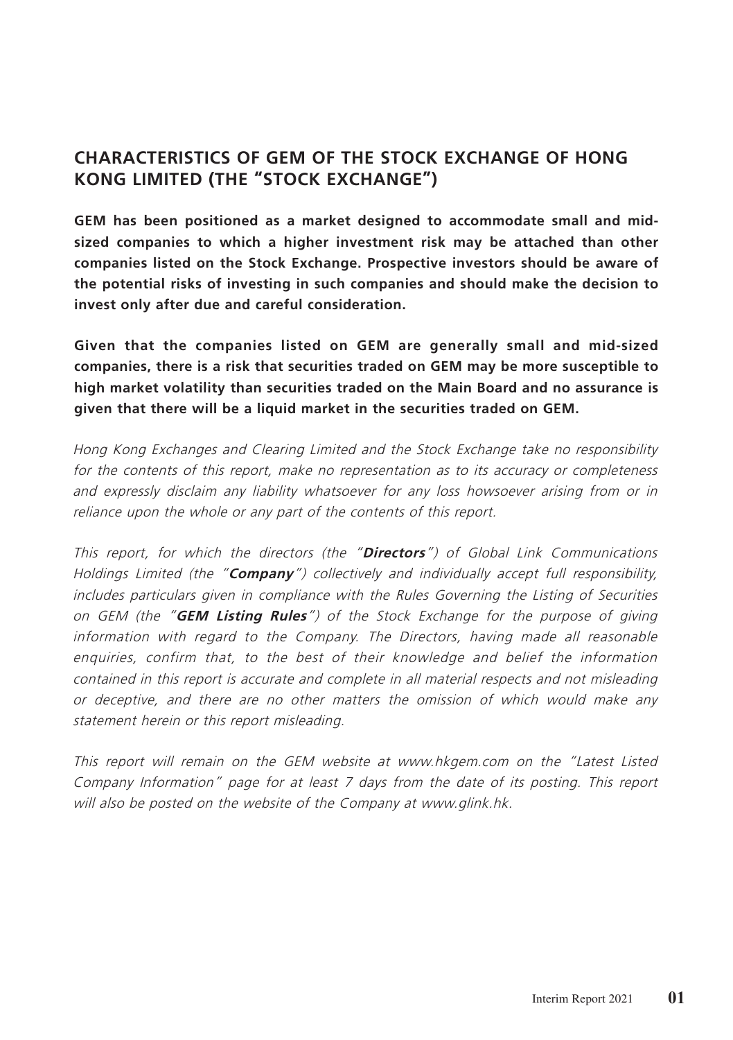## CHARACTERISTICS OF GEM OF THE STOCK EXCHANGE OF HONG KONG LIMITED (THE "STOCK EXCHANGE")

**GEM has been positioned as a market designed to accommodate small and mid-sized companies to which a higher investment risk may be attached than other companies listed on the Stock Exchange. Prospective investors should be aware of the potential risks of investing in such companies and should make the decision to invest only after due and careful consideration.**

**Given that the companies listed on GEM are generally small and mid-sized companies, there is a risk that securities traded on GEM may be more susceptible to high market volatility than securities traded on the Main Board and no assurance is given that there will be a liquid market in the securities traded on GEM.**

*Hong Kong Exchanges and Clearing Limited and the Stock Exchange take no responsibility for the contents of this report, make no representation as to its accuracy or completeness and expressly disclaim any liability whatsoever for any loss howsoever arising from or in reliance upon the whole or any part of the contents of this report.*

*This report, for which the directors (the "**Directors**") of Global Link Communications Holdings Limited (the "**Company**") collectively and individually accept full responsibility, includes particulars given in compliance with the Rules Governing the Listing of Securities on GEM (the "**GEM Listing Rules**") of the Stock Exchange for the purpose of giving information with regard to the Company. The Directors, having made all reasonable enquiries, confirm that, to the best of their knowledge and belief the information contained in this report is accurate and complete in all material respects and not misleading or deceptive, and there are no other matters the omission of which would make any statement herein or this report misleading.*

*This report will remain on the GEM website at www.hkgem.com on the "Latest Listed Company Information" page for at least 7 days from the date of its posting. This report will also be posted on the website of the Company at www.glink.hk.*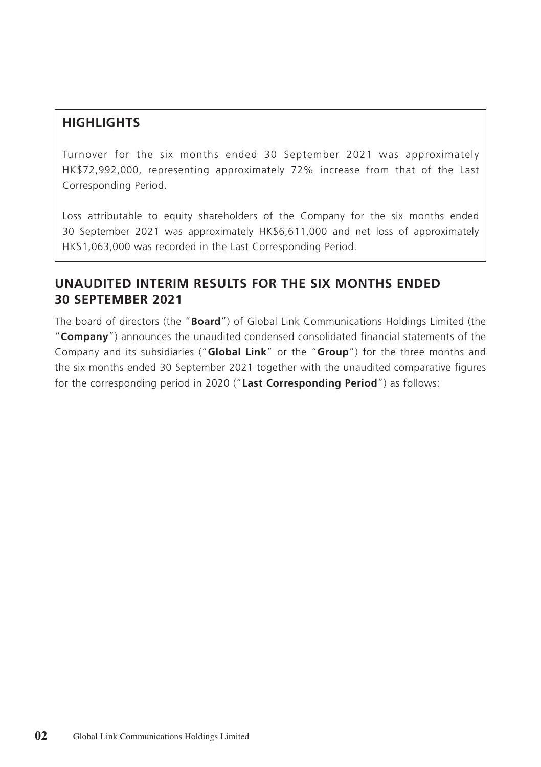## HIGHLIGHTS

Turnover for the six months ended 30 September 2021 was approximately HK$72,992,000, representing approximately 72% increase from that of the Last Corresponding Period.

Loss attributable to equity shareholders of the Company for the six months ended 30 September 2021 was approximately HK$6,611,000 and net loss of approximately HK$1,063,000 was recorded in the Last Corresponding Period.

## UNAUDITED INTERIM RESULTS FOR THE SIX MONTHS ENDED 30 SEPTEMBER 2021

The board of directors (the "**Board**") of Global Link Communications Holdings Limited (the "**Company**") announces the unaudited condensed consolidated financial statements of the Company and its subsidiaries ("**Global Link**" or the "**Group**") for the three months and the six months ended 30 September 2021 together with the unaudited comparative figures for the corresponding period in 2020 ("**Last Corresponding Period**") as follows: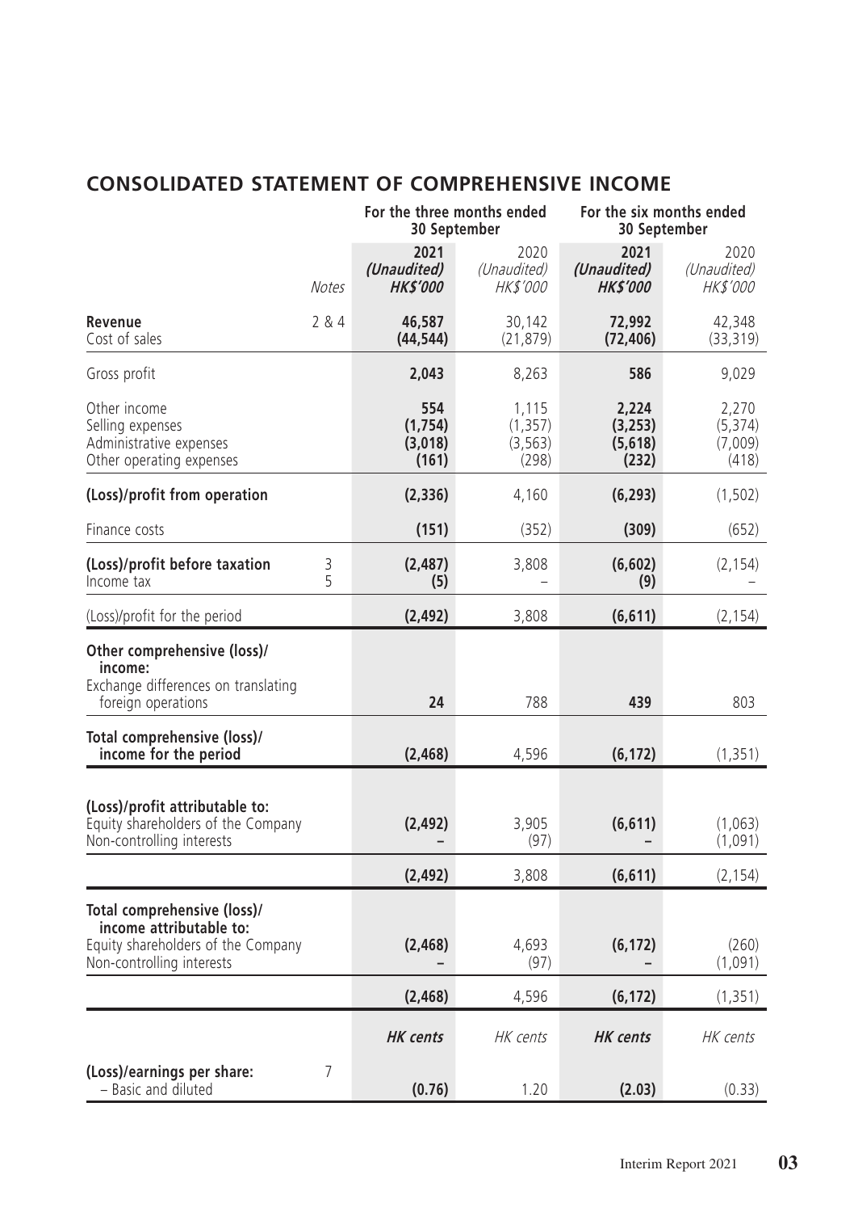## CONSOLIDATED STATEMENT OF COMPREHENSIVE INCOME

| | Notes | For the three months ended 30 September | | For the six months ended 30 September | |
|---|---|---|---|---|---|
| | | **2021** | 2020 | **2021** | 2020 |
| | | ***(Unaudited)*** | *(Unaudited)* | ***(Unaudited)*** | *(Unaudited)* |
| | | ***HK$'000*** | *HK$'000* | ***HK$'000*** | *HK$'000* |
| **Revenue** | 2 & 4 | **46,587** | 30,142 | **72,992** | 42,348 |
| Cost of sales | | **(44,544)** | (21,879) | **(72,406)** | (33,319) |
| Gross profit | | **2,043** | 8,263 | **586** | 9,029 |
| Other income | | **554** | 1,115 | **2,224** | 2,270 |
| Selling expenses | | **(1,754)** | (1,357) | **(3,253)** | (5,374) |
| Administrative expenses | | **(3,018)** | (3,563) | **(5,618)** | (7,009) |
| Other operating expenses | | **(161)** | (298) | **(232)** | (418) |
| **(Loss)/profit from operation** | | **(2,336)** | 4,160 | **(6,293)** | (1,502) |
| Finance costs | | **(151)** | (352) | **(309)** | (652) |
| **(Loss)/profit before taxation** | 3 | **(2,487)** | 3,808 | **(6,602)** | (2,154) |
| Income tax | 5 | **(5)** | – | **(9)** | – |
| (Loss)/profit for the period | | **(2,492)** | 3,808 | **(6,611)** | (2,154) |
| **Other comprehensive (loss)/ income:** | | | | | |
| Exchange differences on translating foreign operations | | **24** | 788 | **439** | 803 |
| **Total comprehensive (loss)/ income for the period** | | **(2,468)** | 4,596 | **(6,172)** | (1,351) |
| **(Loss)/profit attributable to:** | | | | | |
| Equity shareholders of the Company | | **(2,492)** | 3,905 | **(6,611)** | (1,063) |
| Non-controlling interests | | **–** | (97) | **–** | (1,091) |
| | | **(2,492)** | 3,808 | **(6,611)** | (2,154) |
| **Total comprehensive (loss)/ income attributable to:** | | | | | |
| Equity shareholders of the Company | | **(2,468)** | 4,693 | **(6,172)** | (260) |
| Non-controlling interests | | **–** | (97) | **–** | (1,091) |
| | | **(2,468)** | 4,596 | **(6,172)** | (1,351) |
| | | ***HK cents*** | *HK cents* | ***HK cents*** | *HK cents* |
| **(Loss)/earnings per share:** | 7 | | | | |
| – Basic and diluted | | **(0.76)** | 1.20 | **(2.03)** | (0.33) |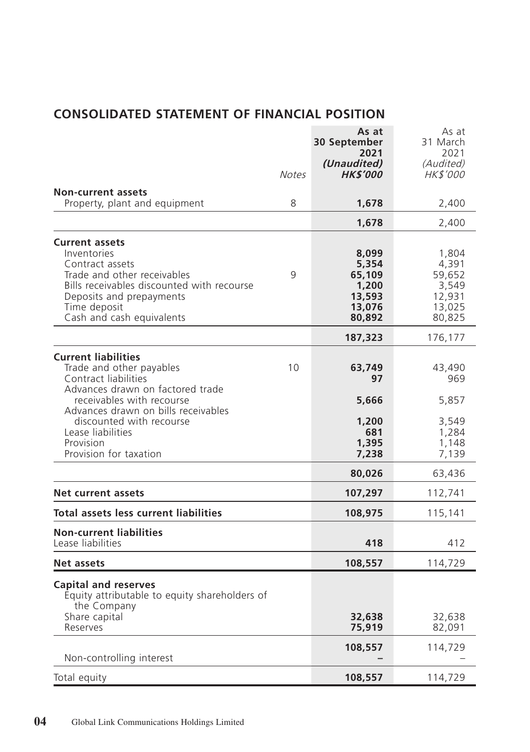## CONSOLIDATED STATEMENT OF FINANCIAL POSITION

| | Notes | As at 30 September 2021 (Unaudited) HK$'000 | As at 31 March 2021 (Audited) HK$'000 |
|---|---|---|---|
| **Non-current assets** | | | |
| Property, plant and equipment | 8 | **1,678** | 2,400 |
| | | **1,678** | 2,400 |
| **Current assets** | | | |
| Inventories | | **8,099** | 1,804 |
| Contract assets | | **5,354** | 4,391 |
| Trade and other receivables | 9 | **65,109** | 59,652 |
| Bills receivables discounted with recourse | | **1,200** | 3,549 |
| Deposits and prepayments | | **13,593** | 12,931 |
| Time deposit | | **13,076** | 13,025 |
| Cash and cash equivalents | | **80,892** | 80,825 |
| | | **187,323** | 176,177 |
| **Current liabilities** | | | |
| Trade and other payables | 10 | **63,749** | 43,490 |
| Contract liabilities | | **97** | 969 |
| Advances drawn on factored trade receivables with recourse | | **5,666** | 5,857 |
| Advances drawn on bills receivables discounted with recourse | | **1,200** | 3,549 |
| Lease liabilities | | **681** | 1,284 |
| Provision | | **1,395** | 1,148 |
| Provision for taxation | | **7,238** | 7,139 |
| | | **80,026** | 63,436 |
| **Net current assets** | | **107,297** | 112,741 |
| **Total assets less current liabilities** | | **108,975** | 115,141 |
| **Non-current liabilities** | | | |
| Lease liabilities | | **418** | 412 |
| **Net assets** | | **108,557** | 114,729 |
| **Capital and reserves** | | | |
| Equity attributable to equity shareholders of the Company | | | |
| Share capital | | **32,638** | 32,638 |
| Reserves | | **75,919** | 82,091 |
| | | **108,557** | 114,729 |
| Non-controlling interest | | **–** | – |
| Total equity | | **108,557** | 114,729 |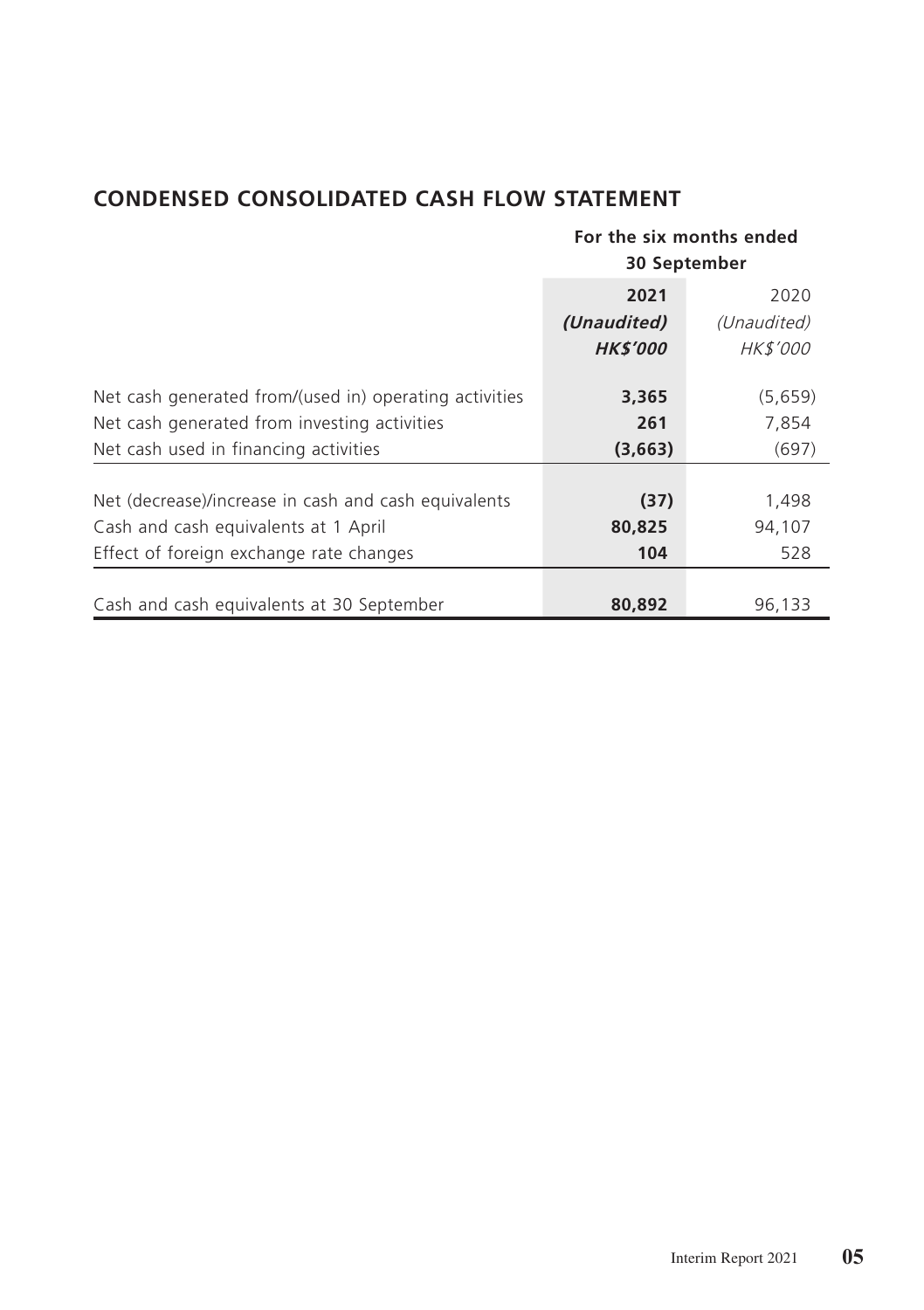## CONDENSED CONSOLIDATED CASH FLOW STATEMENT

| | For the six months ended 30 September | |
|---|---|---|
| | **2021** | 2020 |
| | ***(Unaudited)*** | *(Unaudited)* |
| | ***HK$'000*** | *HK$'000* |
| Net cash generated from/(used in) operating activities | **3,365** | (5,659) |
| Net cash generated from investing activities | **261** | 7,854 |
| Net cash used in financing activities | **(3,663)** | (697) |
| Net (decrease)/increase in cash and cash equivalents | **(37)** | 1,498 |
| Cash and cash equivalents at 1 April | **80,825** | 94,107 |
| Effect of foreign exchange rate changes | **104** | 528 |
| Cash and cash equivalents at 30 September | **80,892** | 96,133 |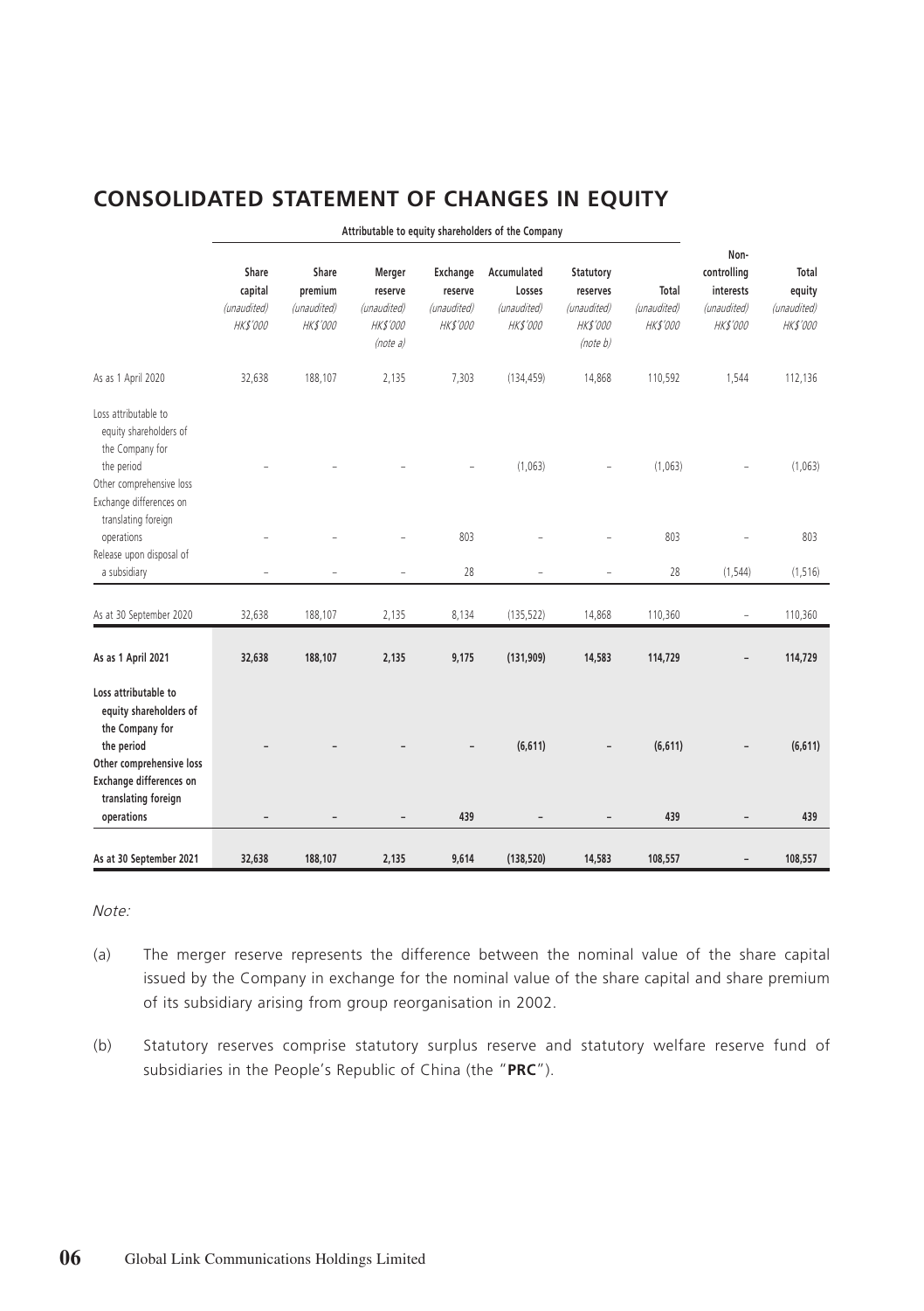# CONSOLIDATED STATEMENT OF CHANGES IN EQUITY

| | Attributable to equity shareholders of the Company | | | | | | | | |
|---|---|---|---|---|---|---|---|---|---|
| | Share capital *(unaudited)* *HK$'000* | Share premium *(unaudited)* *HK$'000* | Merger reserve *(unaudited)* *HK$'000* *(note a)* | Exchange reserve *(unaudited)* *HK$'000* | Accumulated Losses *(unaudited)* *HK$'000* | Statutory reserves *(unaudited)* *HK$'000* *(note b)* | Total *(unaudited)* *HK$'000* | Non-controlling interests *(unaudited)* *HK$'000* | Total equity *(unaudited)* *HK$'000* |
| As as 1 April 2020 | 32,638 | 188,107 | 2,135 | 7,303 | (134,459) | 14,868 | 110,592 | 1,544 | 112,136 |
| Loss attributable to equity shareholders of the Company for the period | – | – | – | – | (1,063) | – | (1,063) | – | (1,063) |
| Other comprehensive loss | | | | | | | | | |
| Exchange differences on translating foreign operations | – | – | – | 803 | – | – | 803 | – | 803 |
| Release upon disposal of a subsidiary | – | – | – | 28 | – | – | 28 | (1,544) | (1,516) |
| As at 30 September 2020 | 32,638 | 188,107 | 2,135 | 8,134 | (135,522) | 14,868 | 110,360 | – | 110,360 |
| **As as 1 April 2021** | **32,638** | **188,107** | **2,135** | **9,175** | **(131,909)** | **14,583** | **114,729** | **–** | **114,729** |
| **Loss attributable to equity shareholders of the Company for the period** | **–** | **–** | **–** | **–** | **(6,611)** | **–** | **(6,611)** | **–** | **(6,611)** |
| **Other comprehensive loss** | | | | | | | | | |
| **Exchange differences on translating foreign operations** | **–** | **–** | **–** | **439** | **–** | **–** | **439** | **–** | **439** |
| **As at 30 September 2021** | **32,638** | **188,107** | **2,135** | **9,614** | **(138,520)** | **14,583** | **108,557** | **–** | **108,557** |

*Note:*

(a) The merger reserve represents the difference between the nominal value of the share capital issued by the Company in exchange for the nominal value of the share capital and share premium of its subsidiary arising from group reorganisation in 2002.

(b) Statutory reserves comprise statutory surplus reserve and statutory welfare reserve fund of subsidiaries in the People's Republic of China (the "**PRC**").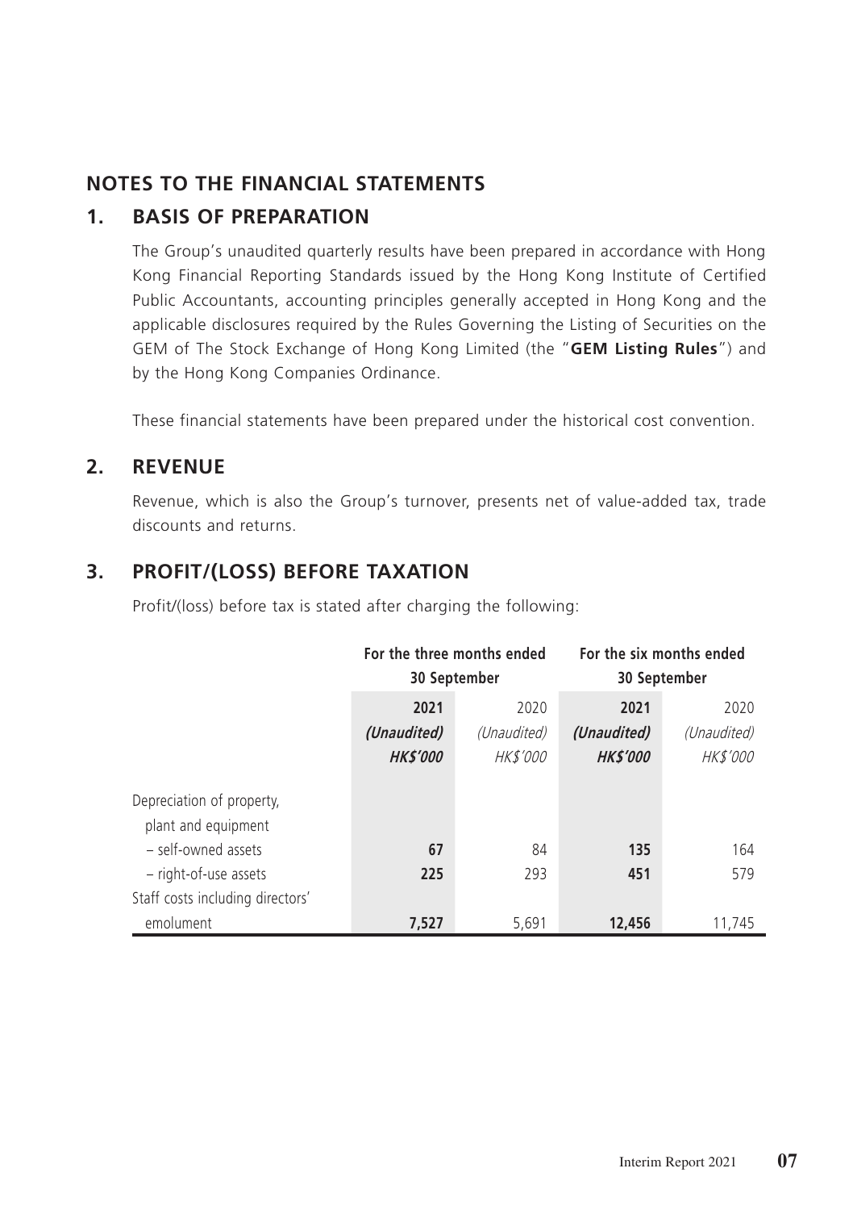# NOTES TO THE FINANCIAL STATEMENTS

## 1. BASIS OF PREPARATION

The Group's unaudited quarterly results have been prepared in accordance with Hong Kong Financial Reporting Standards issued by the Hong Kong Institute of Certified Public Accountants, accounting principles generally accepted in Hong Kong and the applicable disclosures required by the Rules Governing the Listing of Securities on the GEM of The Stock Exchange of Hong Kong Limited (the "**GEM Listing Rules**") and by the Hong Kong Companies Ordinance.

These financial statements have been prepared under the historical cost convention.

## 2. REVENUE

Revenue, which is also the Group's turnover, presents net of value-added tax, trade discounts and returns.

## 3. PROFIT/(LOSS) BEFORE TAXATION

Profit/(loss) before tax is stated after charging the following:

| | For the three months ended 30 September | | For the six months ended 30 September | |
|---|---|---|---|---|
| | **2021** | 2020 | **2021** | 2020 |
| | ***(Unaudited)*** | *(Unaudited)* | ***(Unaudited)*** | *(Unaudited)* |
| | ***HK$'000*** | *HK$'000* | ***HK$'000*** | *HK$'000* |
| Depreciation of property, plant and equipment | | | | |
| – self-owned assets | **67** | 84 | **135** | 164 |
| – right-of-use assets | **225** | 293 | **451** | 579 |
| Staff costs including directors' emolument | **7,527** | 5,691 | **12,456** | 11,745 |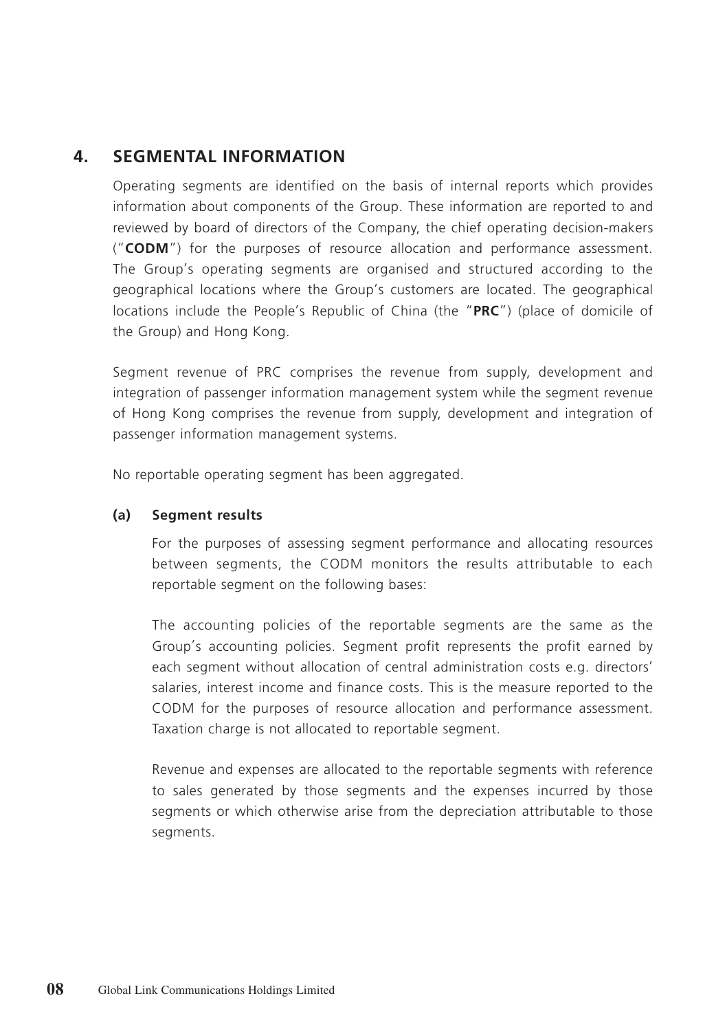## 4. SEGMENTAL INFORMATION

Operating segments are identified on the basis of internal reports which provides information about components of the Group. These information are reported to and reviewed by board of directors of the Company, the chief operating decision-makers ("**CODM**") for the purposes of resource allocation and performance assessment. The Group's operating segments are organised and structured according to the geographical locations where the Group's customers are located. The geographical locations include the People's Republic of China (the "**PRC**") (place of domicile of the Group) and Hong Kong.

Segment revenue of PRC comprises the revenue from supply, development and integration of passenger information management system while the segment revenue of Hong Kong comprises the revenue from supply, development and integration of passenger information management systems.

No reportable operating segment has been aggregated.

### (a) Segment results

For the purposes of assessing segment performance and allocating resources between segments, the CODM monitors the results attributable to each reportable segment on the following bases:

The accounting policies of the reportable segments are the same as the Group's accounting policies. Segment profit represents the profit earned by each segment without allocation of central administration costs e.g. directors' salaries, interest income and finance costs. This is the measure reported to the CODM for the purposes of resource allocation and performance assessment. Taxation charge is not allocated to reportable segment.

Revenue and expenses are allocated to the reportable segments with reference to sales generated by those segments and the expenses incurred by those segments or which otherwise arise from the depreciation attributable to those segments.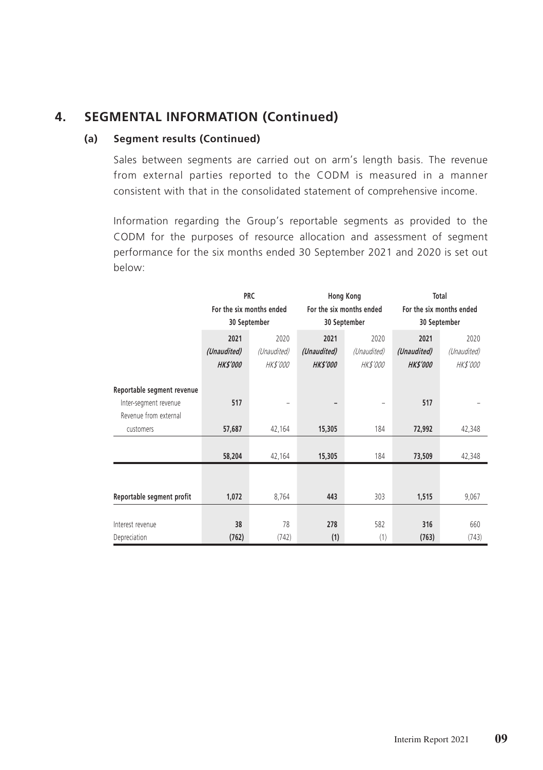## 4. SEGMENTAL INFORMATION (Continued)

### (a) Segment results (Continued)

Sales between segments are carried out on arm's length basis. The revenue from external parties reported to the CODM is measured in a manner consistent with that in the consolidated statement of comprehensive income.

Information regarding the Group's reportable segments as provided to the CODM for the purposes of resource allocation and assessment of segment performance for the six months ended 30 September 2021 and 2020 is set out below:

| | PRC For the six months ended 30 September | | Hong Kong For the six months ended 30 September | | Total For the six months ended 30 September | |
|---|---|---|---|---|---|---|
| | **2021** | 2020 | **2021** | 2020 | **2021** | 2020 |
| | ***(Unaudited)*** | *(Unaudited)* | ***(Unaudited)*** | *(Unaudited)* | ***(Unaudited)*** | *(Unaudited)* |
| | ***HK$'000*** | *HK$'000* | ***HK$'000*** | *HK$'000* | ***HK$'000*** | *HK$'000* |
| **Reportable segment revenue** | | | | | | |
| Inter-segment revenue | **517** | – | **–** | – | **517** | – |
| Revenue from external customers | **57,687** | 42,164 | **15,305** | 184 | **72,992** | 42,348 |
| | **58,204** | 42,164 | **15,305** | 184 | **73,509** | 42,348 |
| **Reportable segment profit** | **1,072** | 8,764 | **443** | 303 | **1,515** | 9,067 |
| Interest revenue | **38** | 78 | **278** | 582 | **316** | 660 |
| Depreciation | **(762)** | (742) | **(1)** | (1) | **(763)** | (743) |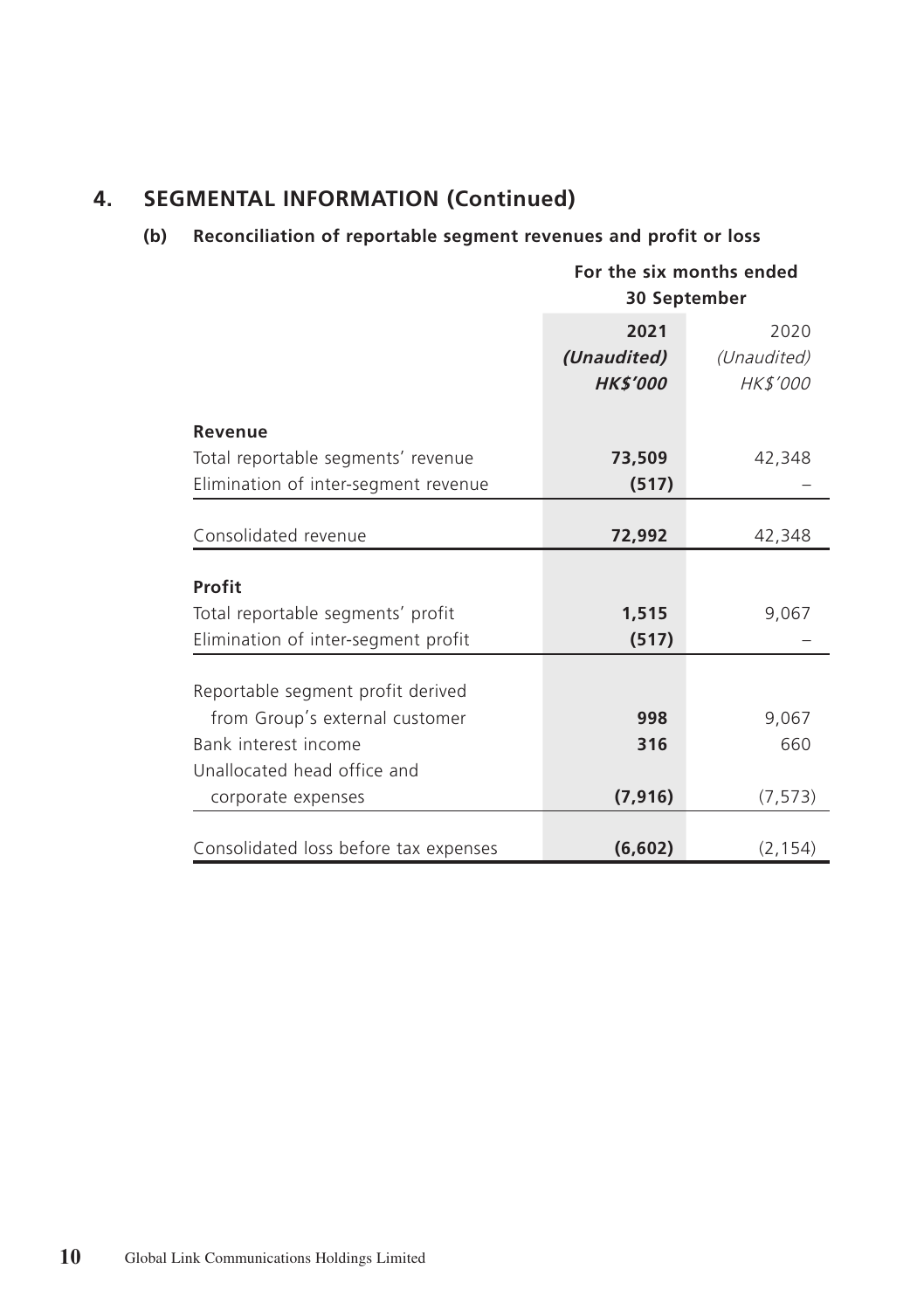## 4. SEGMENTAL INFORMATION (Continued)

### (b) Reconciliation of reportable segment revenues and profit or loss

| | For the six months ended 30 September | |
|---|---|---|
| | **2021** | 2020 |
| | ***(Unaudited)*** | *(Unaudited)* |
| | ***HK$'000*** | *HK$'000* |
| **Revenue** | | |
| Total reportable segments' revenue | **73,509** | 42,348 |
| Elimination of inter-segment revenue | **(517)** | – |
| Consolidated revenue | **72,992** | 42,348 |
| **Profit** | | |
| Total reportable segments' profit | **1,515** | 9,067 |
| Elimination of inter-segment profit | **(517)** | – |
| Reportable segment profit derived from Group's external customer | **998** | 9,067 |
| Bank interest income | **316** | 660 |
| Unallocated head office and corporate expenses | **(7,916)** | (7,573) |
| Consolidated loss before tax expenses | **(6,602)** | (2,154) |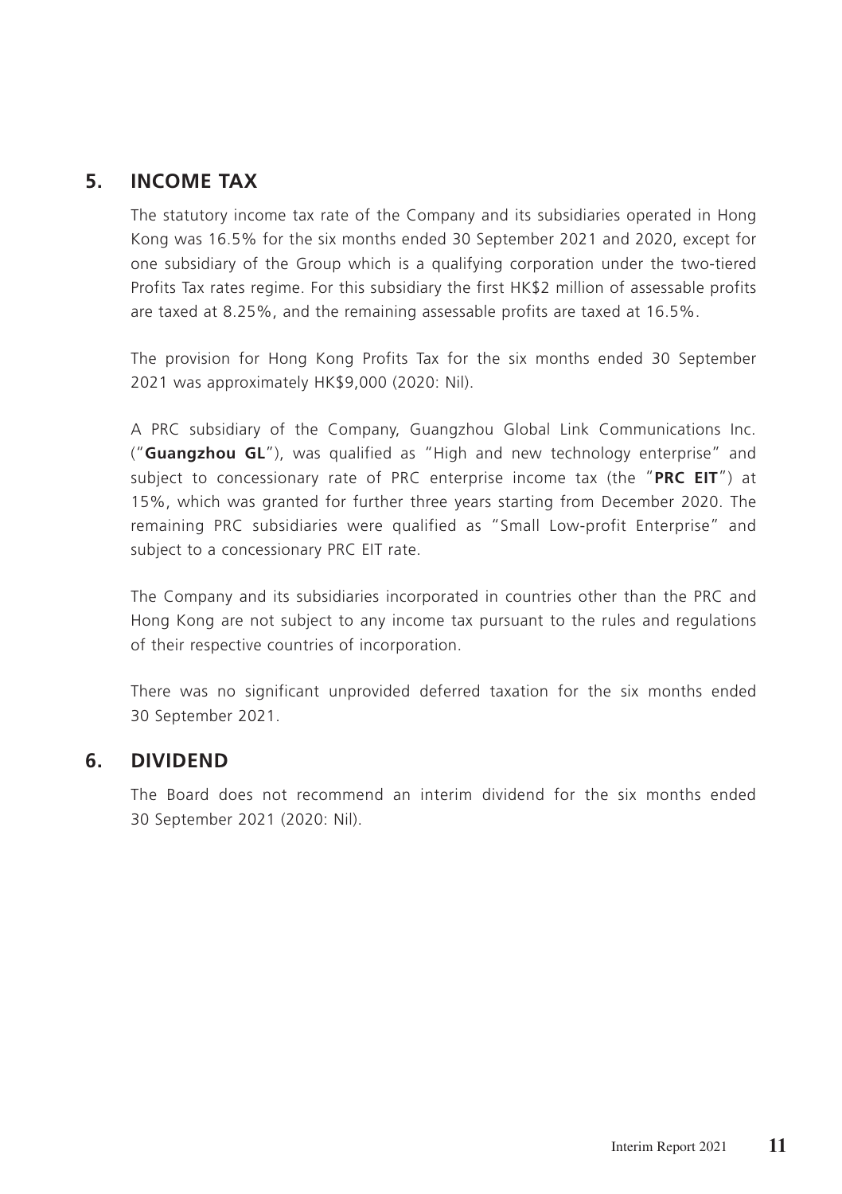## 5. INCOME TAX

The statutory income tax rate of the Company and its subsidiaries operated in Hong Kong was 16.5% for the six months ended 30 September 2021 and 2020, except for one subsidiary of the Group which is a qualifying corporation under the two-tiered Profits Tax rates regime. For this subsidiary the first HK$2 million of assessable profits are taxed at 8.25%, and the remaining assessable profits are taxed at 16.5%.

The provision for Hong Kong Profits Tax for the six months ended 30 September 2021 was approximately HK$9,000 (2020: Nil).

A PRC subsidiary of the Company, Guangzhou Global Link Communications Inc. ("**Guangzhou GL**"), was qualified as "High and new technology enterprise" and subject to concessionary rate of PRC enterprise income tax (the "**PRC EIT**") at 15%, which was granted for further three years starting from December 2020. The remaining PRC subsidiaries were qualified as "Small Low-profit Enterprise" and subject to a concessionary PRC EIT rate.

The Company and its subsidiaries incorporated in countries other than the PRC and Hong Kong are not subject to any income tax pursuant to the rules and regulations of their respective countries of incorporation.

There was no significant unprovided deferred taxation for the six months ended 30 September 2021.

## 6. DIVIDEND

The Board does not recommend an interim dividend for the six months ended 30 September 2021 (2020: Nil).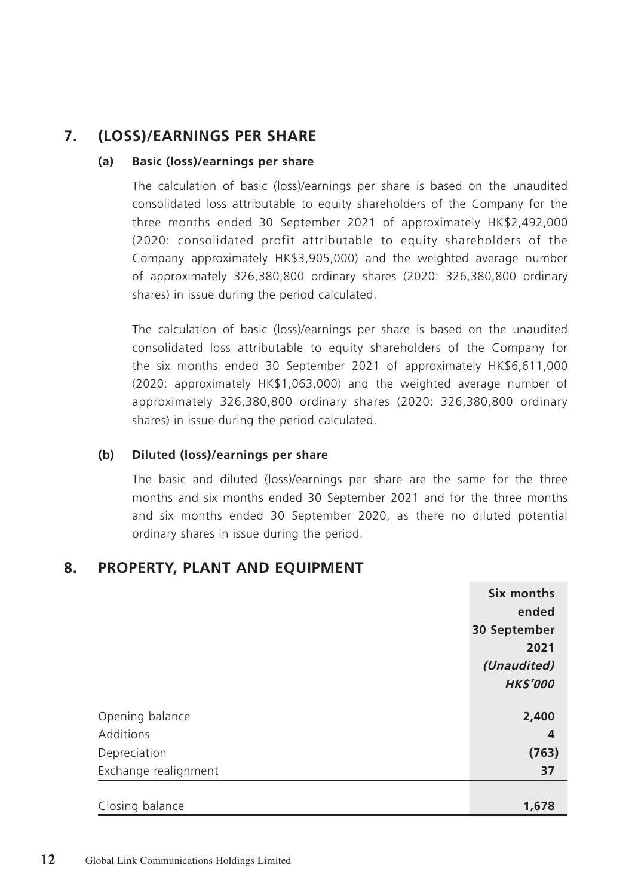## 7. (LOSS)/EARNINGS PER SHARE

### (a) Basic (loss)/earnings per share

The calculation of basic (loss)/earnings per share is based on the unaudited consolidated loss attributable to equity shareholders of the Company for the three months ended 30 September 2021 of approximately HK$2,492,000 (2020: consolidated profit attributable to equity shareholders of the Company approximately HK$3,905,000) and the weighted average number of approximately 326,380,800 ordinary shares (2020: 326,380,800 ordinary shares) in issue during the period calculated.

The calculation of basic (loss)/earnings per share is based on the unaudited consolidated loss attributable to equity shareholders of the Company for the six months ended 30 September 2021 of approximately HK$6,611,000 (2020: approximately HK$1,063,000) and the weighted average number of approximately 326,380,800 ordinary shares (2020: 326,380,800 ordinary shares) in issue during the period calculated.

### (b) Diluted (loss)/earnings per share

The basic and diluted (loss)/earnings per share are the same for the three months and six months ended 30 September 2021 and for the three months and six months ended 30 September 2020, as there no diluted potential ordinary shares in issue during the period.

## 8. PROPERTY, PLANT AND EQUIPMENT

| | Six months ended 30 September 2021 *(Unaudited)* *HK$'000* |
|---|---|
| Opening balance | **2,400** |
| Additions | **4** |
| Depreciation | **(763)** |
| Exchange realignment | **37** |
| Closing balance | **1,678** |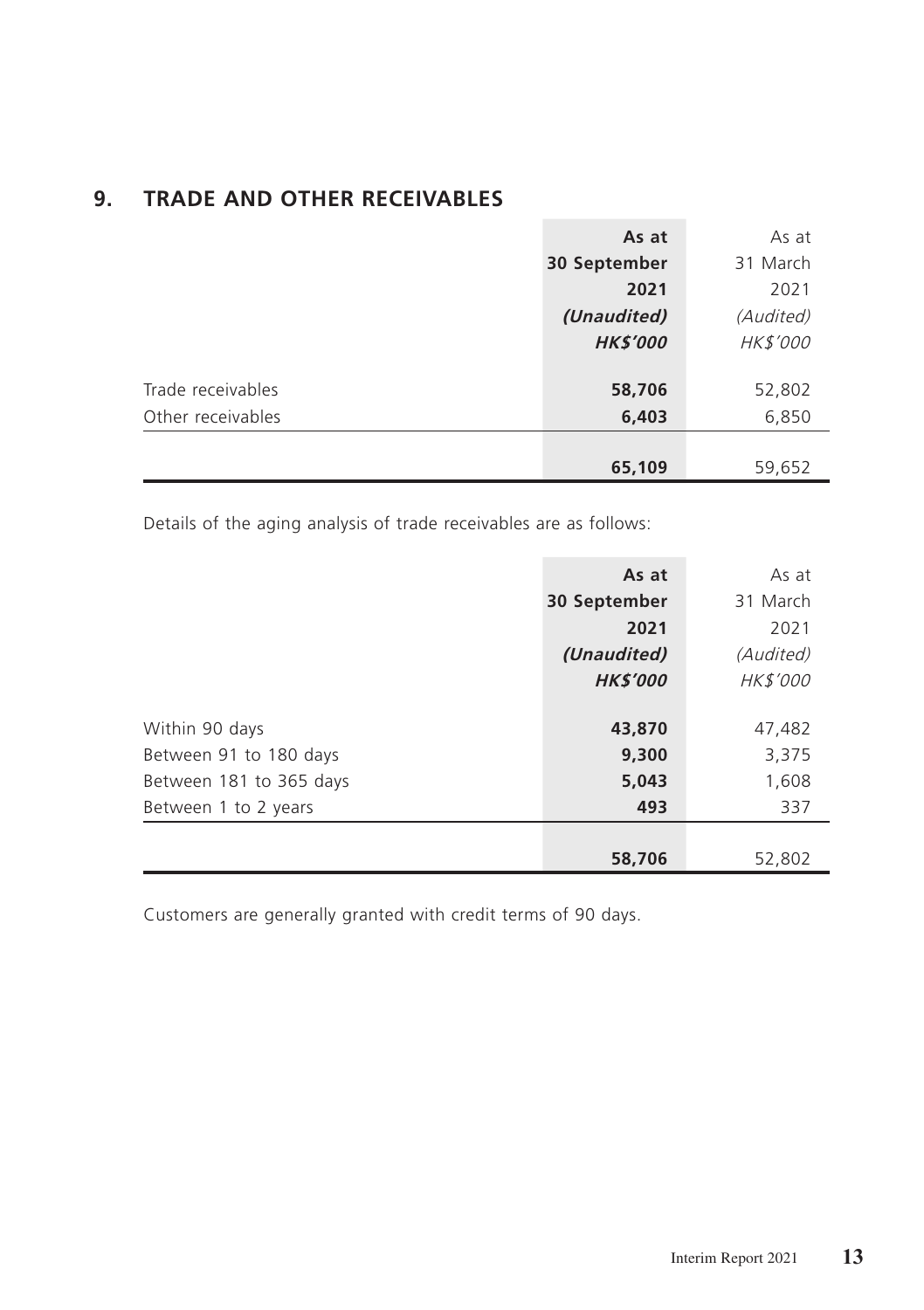## 9. TRADE AND OTHER RECEIVABLES

| | **As at 30 September 2021** | As at 31 March 2021 |
|---|---|---|
| | ***(Unaudited)*** | *(Audited)* |
| | ***HK$'000*** | *HK$'000* |
| Trade receivables | **58,706** | 52,802 |
| Other receivables | **6,403** | 6,850 |
| | **65,109** | 59,652 |

Details of the aging analysis of trade receivables are as follows:

| | **As at 30 September 2021** | As at 31 March 2021 |
|---|---|---|
| | ***(Unaudited)*** | *(Audited)* |
| | ***HK$'000*** | *HK$'000* |
| Within 90 days | **43,870** | 47,482 |
| Between 91 to 180 days | **9,300** | 3,375 |
| Between 181 to 365 days | **5,043** | 1,608 |
| Between 1 to 2 years | **493** | 337 |
| | **58,706** | 52,802 |

Customers are generally granted with credit terms of 90 days.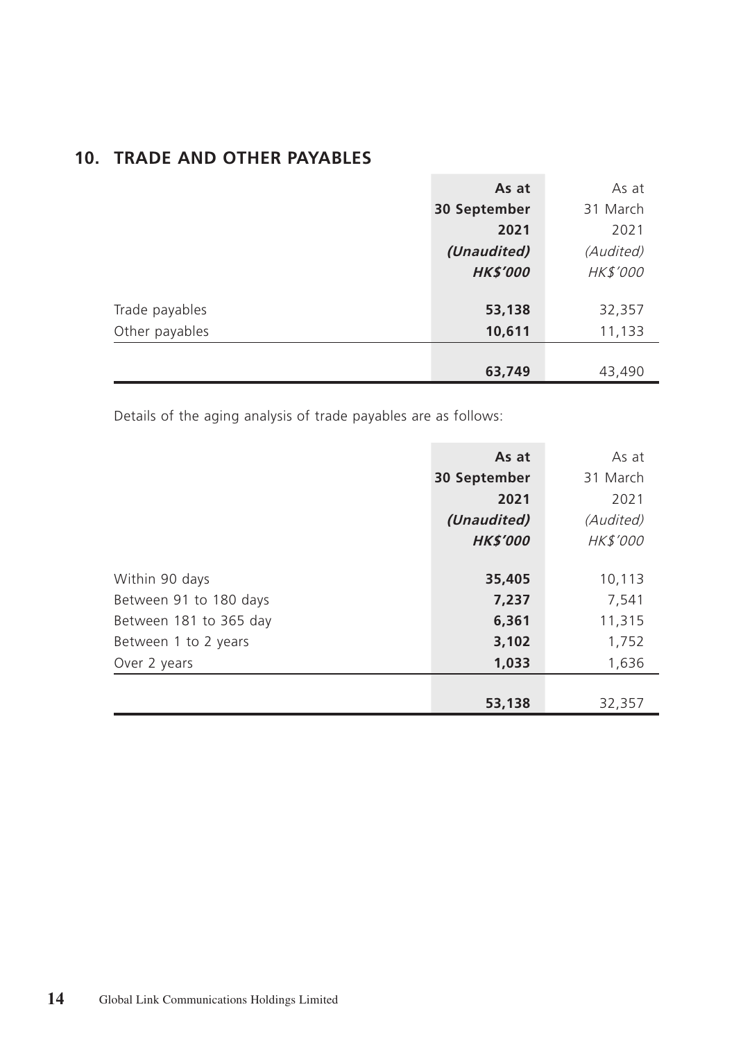## 10. TRADE AND OTHER PAYABLES

| | **As at 30 September 2021** | As at 31 March 2021 |
|---|---|---|
| | ***(Unaudited)*** | *(Audited)* |
| | ***HK$'000*** | *HK$'000* |
| Trade payables | **53,138** | 32,357 |
| Other payables | **10,611** | 11,133 |
| | **63,749** | 43,490 |

Details of the aging analysis of trade payables are as follows:

| | **As at 30 September 2021** | As at 31 March 2021 |
|---|---|---|
| | ***(Unaudited)*** | *(Audited)* |
| | ***HK$'000*** | *HK$'000* |
| Within 90 days | **35,405** | 10,113 |
| Between 91 to 180 days | **7,237** | 7,541 |
| Between 181 to 365 day | **6,361** | 11,315 |
| Between 1 to 2 years | **3,102** | 1,752 |
| Over 2 years | **1,033** | 1,636 |
| | **53,138** | 32,357 |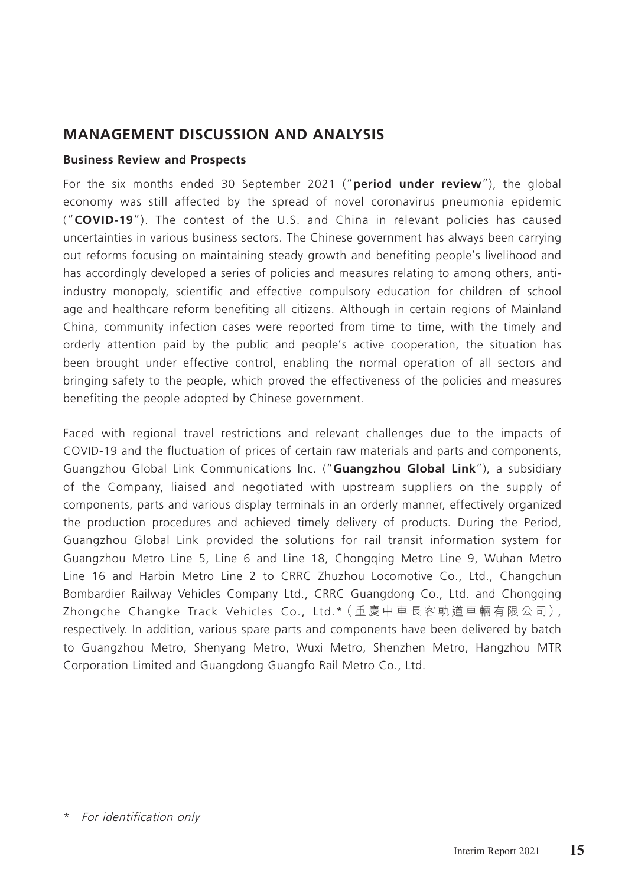## MANAGEMENT DISCUSSION AND ANALYSIS

### Business Review and Prospects

For the six months ended 30 September 2021 ("**period under review**"), the global economy was still affected by the spread of novel coronavirus pneumonia epidemic ("**COVID-19**"). The contest of the U.S. and China in relevant policies has caused uncertainties in various business sectors. The Chinese government has always been carrying out reforms focusing on maintaining steady growth and benefiting people's livelihood and has accordingly developed a series of policies and measures relating to among others, anti-industry monopoly, scientific and effective compulsory education for children of school age and healthcare reform benefiting all citizens. Although in certain regions of Mainland China, community infection cases were reported from time to time, with the timely and orderly attention paid by the public and people's active cooperation, the situation has been brought under effective control, enabling the normal operation of all sectors and bringing safety to the people, which proved the effectiveness of the policies and measures benefiting the people adopted by Chinese government.

Faced with regional travel restrictions and relevant challenges due to the impacts of COVID-19 and the fluctuation of prices of certain raw materials and parts and components, Guangzhou Global Link Communications Inc. ("**Guangzhou Global Link**"), a subsidiary of the Company, liaised and negotiated with upstream suppliers on the supply of components, parts and various display terminals in an orderly manner, effectively organized the production procedures and achieved timely delivery of products. During the Period, Guangzhou Global Link provided the solutions for rail transit information system for Guangzhou Metro Line 5, Line 6 and Line 18, Chongqing Metro Line 9, Wuhan Metro Line 16 and Harbin Metro Line 2 to CRRC Zhuzhou Locomotive Co., Ltd., Changchun Bombardier Railway Vehicles Company Ltd., CRRC Guangdong Co., Ltd. and Chongqing Zhongche Changke Track Vehicles Co., Ltd.*（重慶中車長客軌道車輛有限公司）, respectively. In addition, various spare parts and components have been delivered by batch to Guangzhou Metro, Shenyang Metro, Wuxi Metro, Shenzhen Metro, Hangzhou MTR Corporation Limited and Guangdong Guangfo Rail Metro Co., Ltd.

\* *For identification only*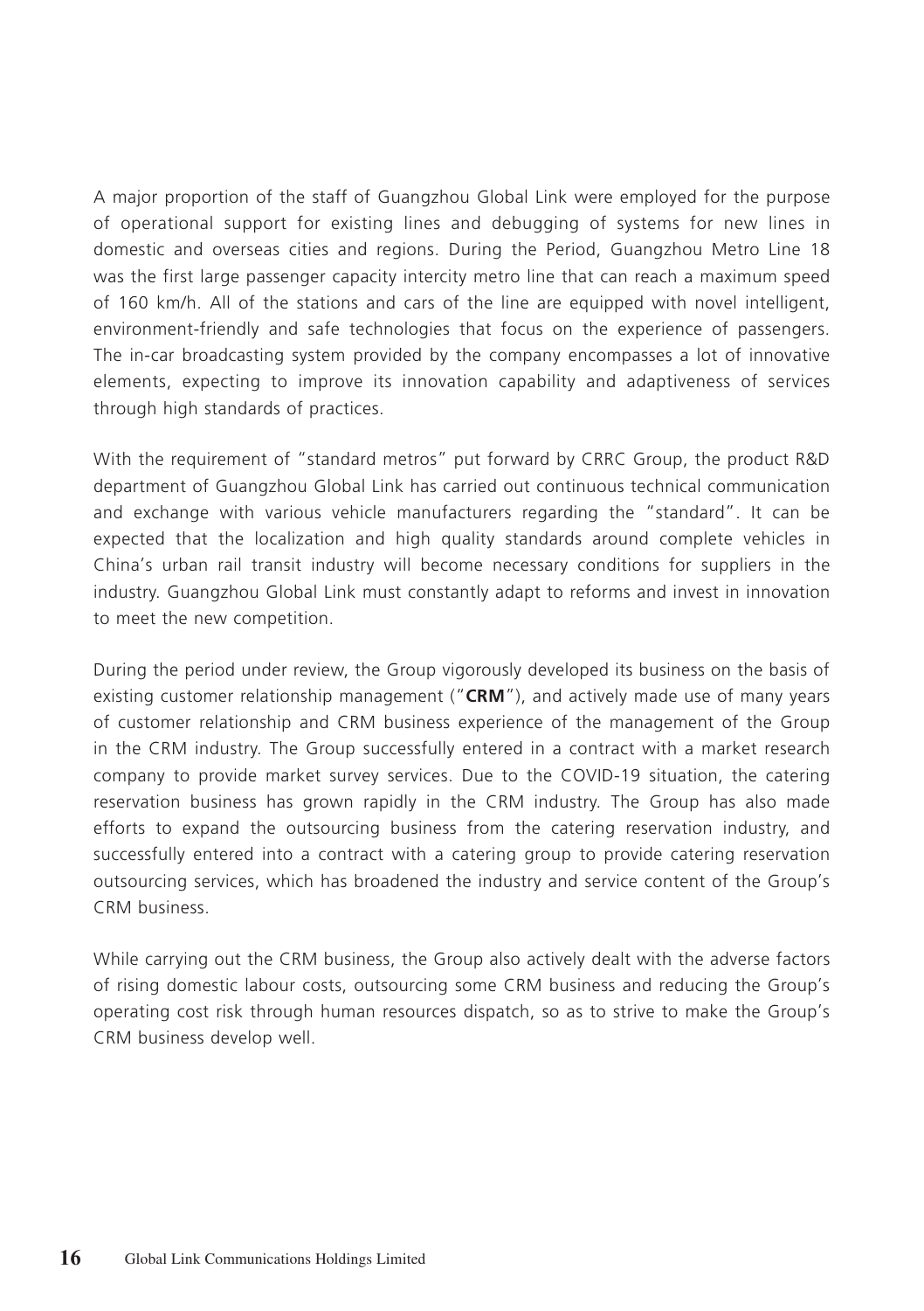A major proportion of the staff of Guangzhou Global Link were employed for the purpose of operational support for existing lines and debugging of systems for new lines in domestic and overseas cities and regions. During the Period, Guangzhou Metro Line 18 was the first large passenger capacity intercity metro line that can reach a maximum speed of 160 km/h. All of the stations and cars of the line are equipped with novel intelligent, environment-friendly and safe technologies that focus on the experience of passengers. The in-car broadcasting system provided by the company encompasses a lot of innovative elements, expecting to improve its innovation capability and adaptiveness of services through high standards of practices.

With the requirement of "standard metros" put forward by CRRC Group, the product R&D department of Guangzhou Global Link has carried out continuous technical communication and exchange with various vehicle manufacturers regarding the "standard". It can be expected that the localization and high quality standards around complete vehicles in China's urban rail transit industry will become necessary conditions for suppliers in the industry. Guangzhou Global Link must constantly adapt to reforms and invest in innovation to meet the new competition.

During the period under review, the Group vigorously developed its business on the basis of existing customer relationship management ("**CRM**"), and actively made use of many years of customer relationship and CRM business experience of the management of the Group in the CRM industry. The Group successfully entered in a contract with a market research company to provide market survey services. Due to the COVID-19 situation, the catering reservation business has grown rapidly in the CRM industry. The Group has also made efforts to expand the outsourcing business from the catering reservation industry, and successfully entered into a contract with a catering group to provide catering reservation outsourcing services, which has broadened the industry and service content of the Group's CRM business.

While carrying out the CRM business, the Group also actively dealt with the adverse factors of rising domestic labour costs, outsourcing some CRM business and reducing the Group's operating cost risk through human resources dispatch, so as to strive to make the Group's CRM business develop well.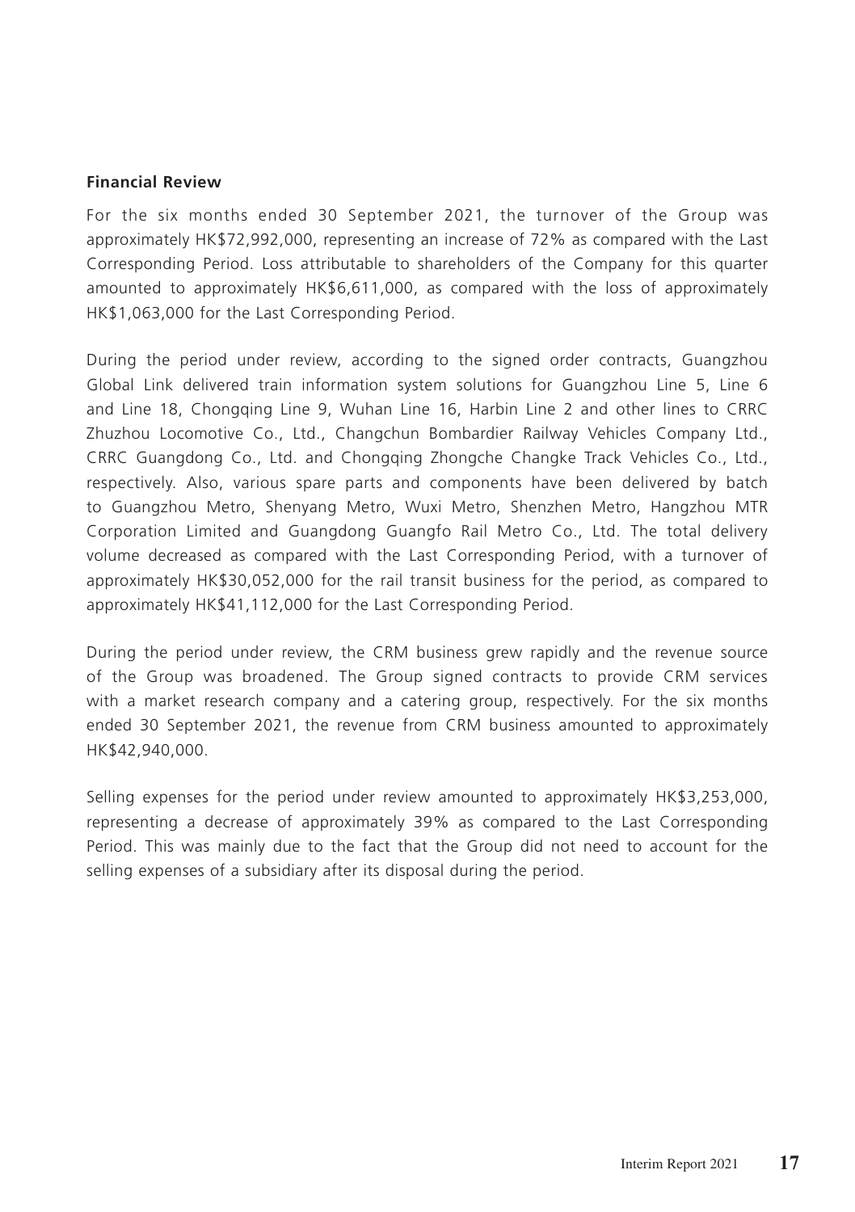**Financial Review**

For the six months ended 30 September 2021, the turnover of the Group was approximately HK$72,992,000, representing an increase of 72% as compared with the Last Corresponding Period. Loss attributable to shareholders of the Company for this quarter amounted to approximately HK$6,611,000, as compared with the loss of approximately HK$1,063,000 for the Last Corresponding Period.

During the period under review, according to the signed order contracts, Guangzhou Global Link delivered train information system solutions for Guangzhou Line 5, Line 6 and Line 18, Chongqing Line 9, Wuhan Line 16, Harbin Line 2 and other lines to CRRC Zhuzhou Locomotive Co., Ltd., Changchun Bombardier Railway Vehicles Company Ltd., CRRC Guangdong Co., Ltd. and Chongqing Zhongche Changke Track Vehicles Co., Ltd., respectively. Also, various spare parts and components have been delivered by batch to Guangzhou Metro, Shenyang Metro, Wuxi Metro, Shenzhen Metro, Hangzhou MTR Corporation Limited and Guangdong Guangfo Rail Metro Co., Ltd. The total delivery volume decreased as compared with the Last Corresponding Period, with a turnover of approximately HK$30,052,000 for the rail transit business for the period, as compared to approximately HK$41,112,000 for the Last Corresponding Period.

During the period under review, the CRM business grew rapidly and the revenue source of the Group was broadened. The Group signed contracts to provide CRM services with a market research company and a catering group, respectively. For the six months ended 30 September 2021, the revenue from CRM business amounted to approximately HK$42,940,000.

Selling expenses for the period under review amounted to approximately HK$3,253,000, representing a decrease of approximately 39% as compared to the Last Corresponding Period. This was mainly due to the fact that the Group did not need to account for the selling expenses of a subsidiary after its disposal during the period.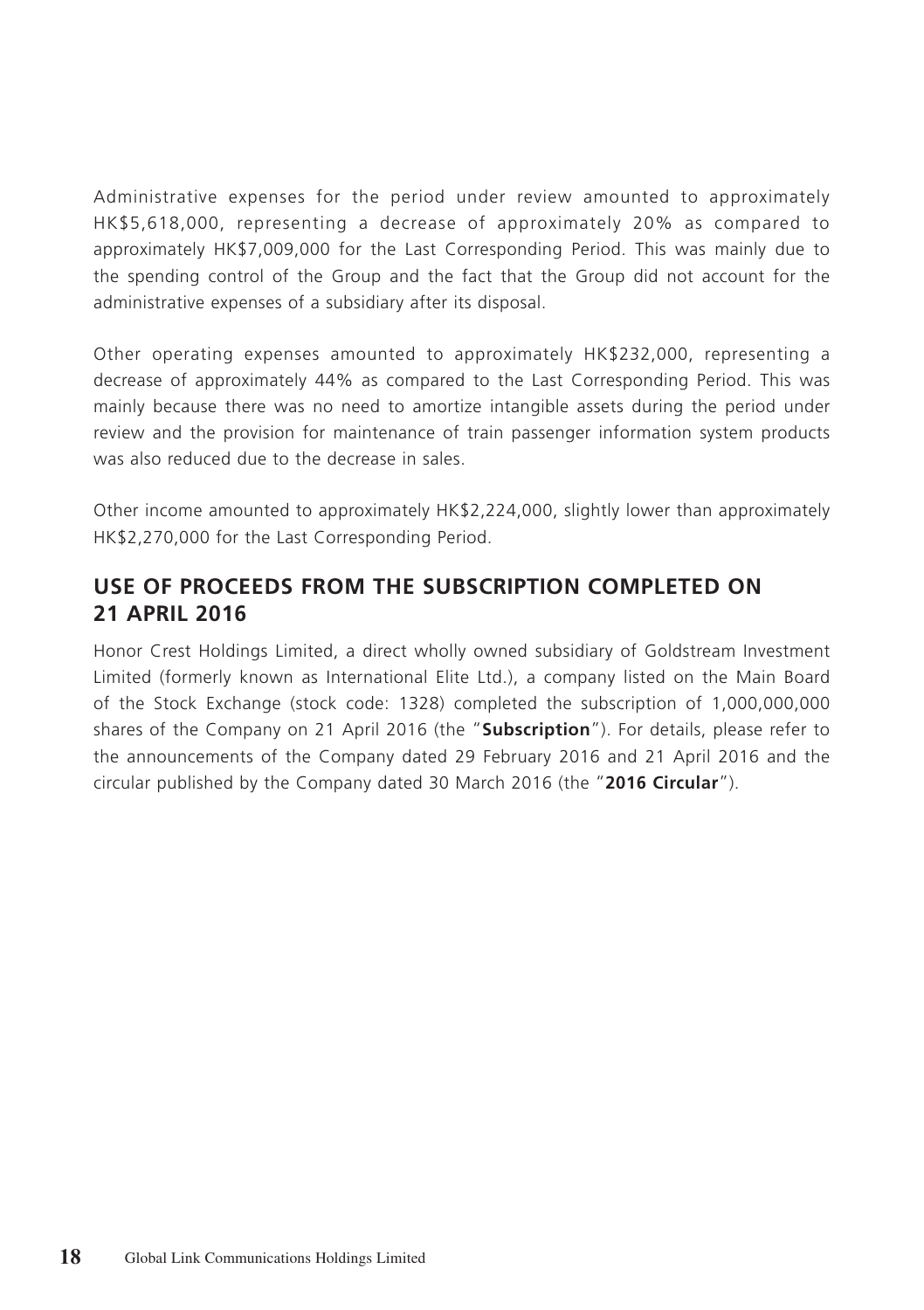Administrative expenses for the period under review amounted to approximately HK$5,618,000, representing a decrease of approximately 20% as compared to approximately HK$7,009,000 for the Last Corresponding Period. This was mainly due to the spending control of the Group and the fact that the Group did not account for the administrative expenses of a subsidiary after its disposal.

Other operating expenses amounted to approximately HK$232,000, representing a decrease of approximately 44% as compared to the Last Corresponding Period. This was mainly because there was no need to amortize intangible assets during the period under review and the provision for maintenance of train passenger information system products was also reduced due to the decrease in sales.

Other income amounted to approximately HK$2,224,000, slightly lower than approximately HK$2,270,000 for the Last Corresponding Period.

## USE OF PROCEEDS FROM THE SUBSCRIPTION COMPLETED ON 21 APRIL 2016

Honor Crest Holdings Limited, a direct wholly owned subsidiary of Goldstream Investment Limited (formerly known as International Elite Ltd.), a company listed on the Main Board of the Stock Exchange (stock code: 1328) completed the subscription of 1,000,000,000 shares of the Company on 21 April 2016 (the "**Subscription**"). For details, please refer to the announcements of the Company dated 29 February 2016 and 21 April 2016 and the circular published by the Company dated 30 March 2016 (the "**2016 Circular**").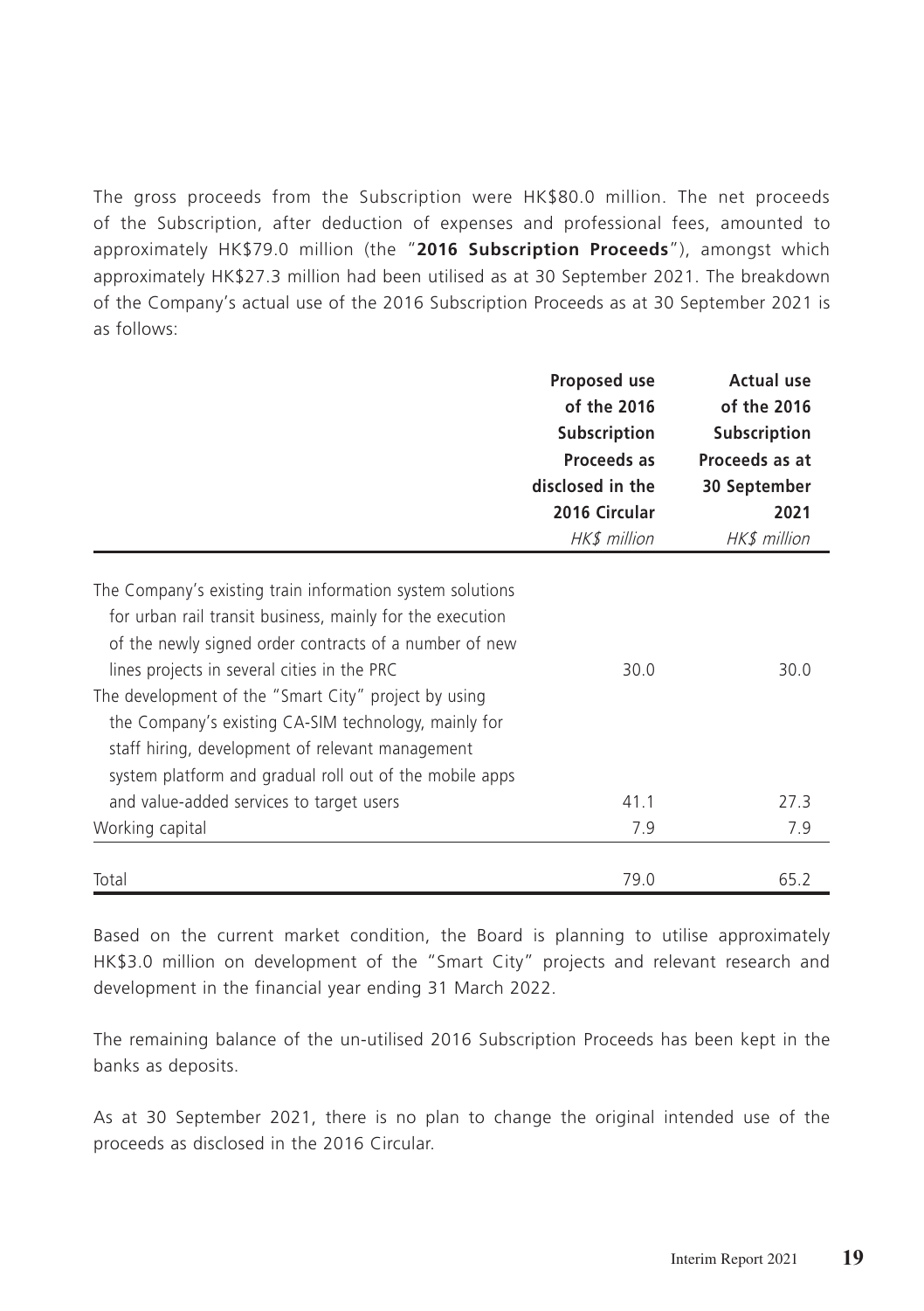The gross proceeds from the Subscription were HK$80.0 million. The net proceeds of the Subscription, after deduction of expenses and professional fees, amounted to approximately HK$79.0 million (the "**2016 Subscription Proceeds**"), amongst which approximately HK$27.3 million had been utilised as at 30 September 2021. The breakdown of the Company's actual use of the 2016 Subscription Proceeds as at 30 September 2021 is as follows:

| | Proposed use of the 2016 Subscription Proceeds as disclosed in the 2016 Circular | Actual use of the 2016 Subscription Proceeds as at 30 September 2021 |
|---|---|---|
| | *HK$ million* | *HK$ million* |
| The Company's existing train information system solutions for urban rail transit business, mainly for the execution of the newly signed order contracts of a number of new lines projects in several cities in the PRC | 30.0 | 30.0 |
| The development of the "Smart City" project by using the Company's existing CA-SIM technology, mainly for staff hiring, development of relevant management system platform and gradual roll out of the mobile apps and value-added services to target users | 41.1 | 27.3 |
| Working capital | 7.9 | 7.9 |
| Total | 79.0 | 65.2 |

Based on the current market condition, the Board is planning to utilise approximately HK$3.0 million on development of the "Smart City" projects and relevant research and development in the financial year ending 31 March 2022.

The remaining balance of the un-utilised 2016 Subscription Proceeds has been kept in the banks as deposits.

As at 30 September 2021, there is no plan to change the original intended use of the proceeds as disclosed in the 2016 Circular.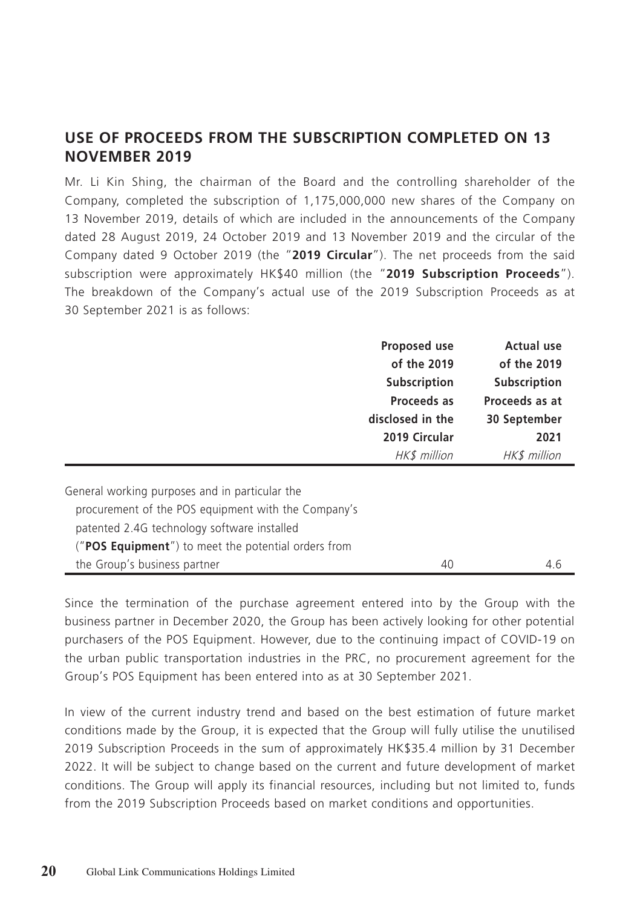## USE OF PROCEEDS FROM THE SUBSCRIPTION COMPLETED ON 13 NOVEMBER 2019

Mr. Li Kin Shing, the chairman of the Board and the controlling shareholder of the Company, completed the subscription of 1,175,000,000 new shares of the Company on 13 November 2019, details of which are included in the announcements of the Company dated 28 August 2019, 24 October 2019 and 13 November 2019 and the circular of the Company dated 9 October 2019 (the "**2019 Circular**"). The net proceeds from the said subscription were approximately HK$40 million (the "**2019 Subscription Proceeds**"). The breakdown of the Company's actual use of the 2019 Subscription Proceeds as at 30 September 2021 is as follows:

| | **Proposed use of the 2019 Subscription Proceeds as disclosed in the 2019 Circular** | **Actual use of the 2019 Subscription Proceeds as at 30 September 2021** |
|---|---|---|
| | *HK$ million* | *HK$ million* |
| General working purposes and in particular the procurement of the POS equipment with the Company's patented 2.4G technology software installed ("**POS Equipment**") to meet the potential orders from the Group's business partner | 40 | 4.6 |

Since the termination of the purchase agreement entered into by the Group with the business partner in December 2020, the Group has been actively looking for other potential purchasers of the POS Equipment. However, due to the continuing impact of COVID-19 on the urban public transportation industries in the PRC, no procurement agreement for the Group's POS Equipment has been entered into as at 30 September 2021.

In view of the current industry trend and based on the best estimation of future market conditions made by the Group, it is expected that the Group will fully utilise the unutilised 2019 Subscription Proceeds in the sum of approximately HK$35.4 million by 31 December 2022. It will be subject to change based on the current and future development of market conditions. The Group will apply its financial resources, including but not limited to, funds from the 2019 Subscription Proceeds based on market conditions and opportunities.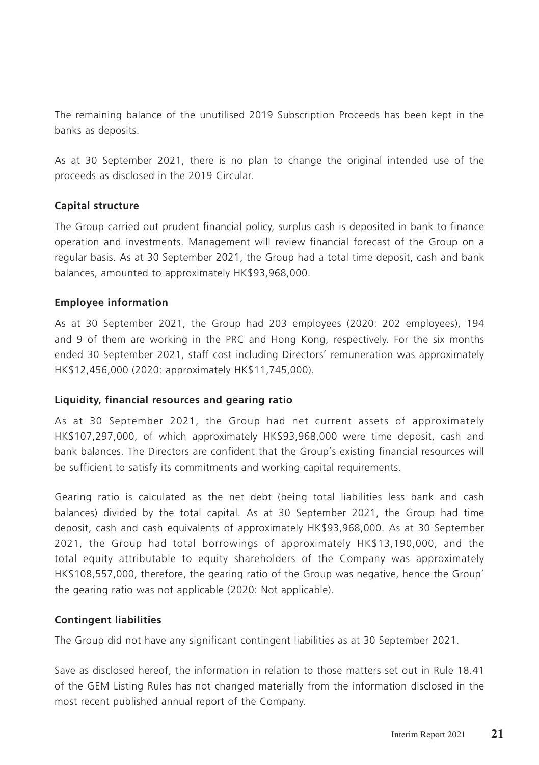The remaining balance of the unutilised 2019 Subscription Proceeds has been kept in the banks as deposits.

As at 30 September 2021, there is no plan to change the original intended use of the proceeds as disclosed in the 2019 Circular.

**Capital structure**

The Group carried out prudent financial policy, surplus cash is deposited in bank to finance operation and investments. Management will review financial forecast of the Group on a regular basis. As at 30 September 2021, the Group had a total time deposit, cash and bank balances, amounted to approximately HK$93,968,000.

**Employee information**

As at 30 September 2021, the Group had 203 employees (2020: 202 employees), 194 and 9 of them are working in the PRC and Hong Kong, respectively. For the six months ended 30 September 2021, staff cost including Directors' remuneration was approximately HK$12,456,000 (2020: approximately HK$11,745,000).

**Liquidity, financial resources and gearing ratio**

As at 30 September 2021, the Group had net current assets of approximately HK$107,297,000, of which approximately HK$93,968,000 were time deposit, cash and bank balances. The Directors are confident that the Group's existing financial resources will be sufficient to satisfy its commitments and working capital requirements.

Gearing ratio is calculated as the net debt (being total liabilities less bank and cash balances) divided by the total capital. As at 30 September 2021, the Group had time deposit, cash and cash equivalents of approximately HK$93,968,000. As at 30 September 2021, the Group had total borrowings of approximately HK$13,190,000, and the total equity attributable to equity shareholders of the Company was approximately HK$108,557,000, therefore, the gearing ratio of the Group was negative, hence the Group' the gearing ratio was not applicable (2020: Not applicable).

**Contingent liabilities**

The Group did not have any significant contingent liabilities as at 30 September 2021.

Save as disclosed hereof, the information in relation to those matters set out in Rule 18.41 of the GEM Listing Rules has not changed materially from the information disclosed in the most recent published annual report of the Company.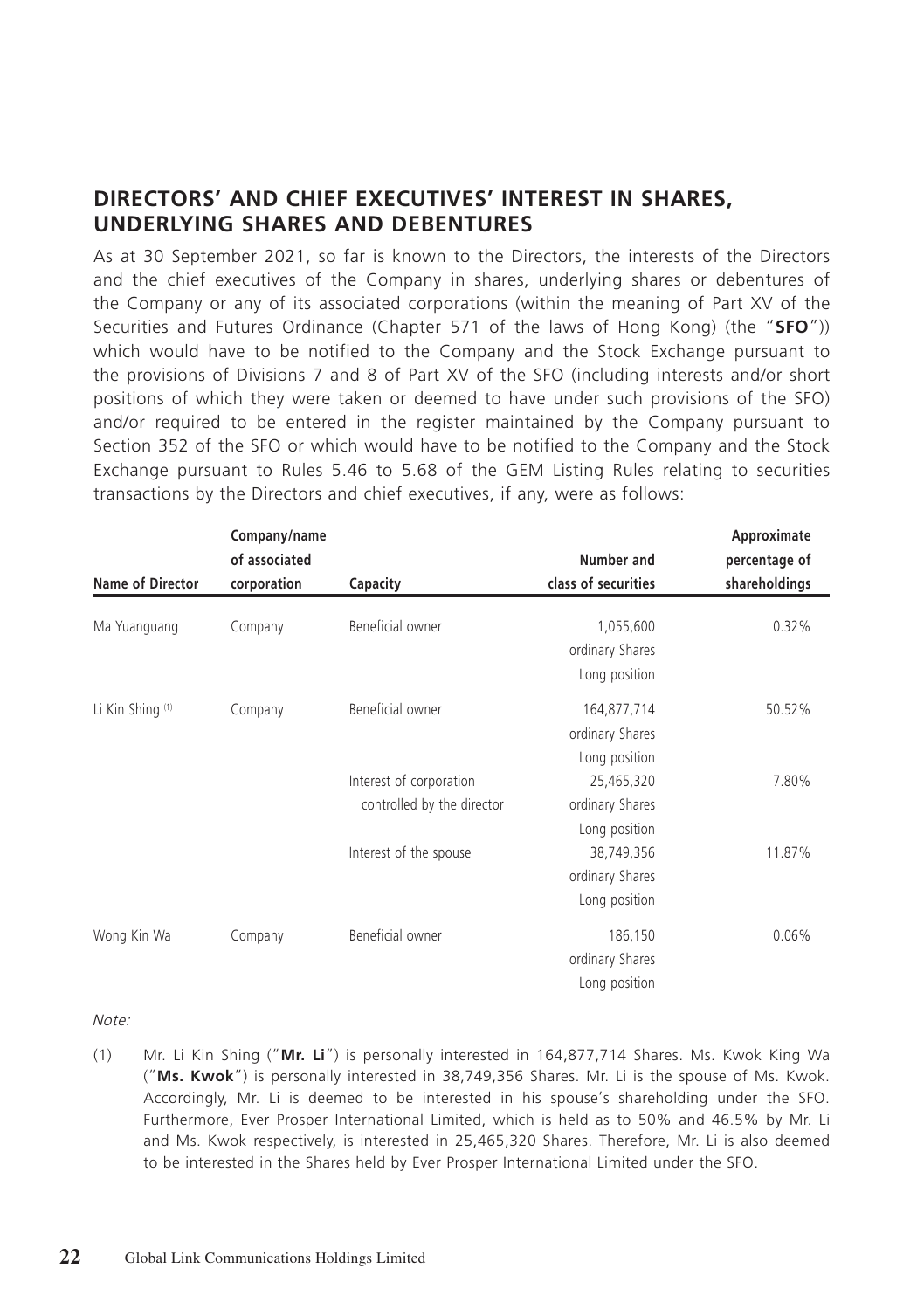## DIRECTORS' AND CHIEF EXECUTIVES' INTEREST IN SHARES, UNDERLYING SHARES AND DEBENTURES

As at 30 September 2021, so far is known to the Directors, the interests of the Directors and the chief executives of the Company in shares, underlying shares or debentures of the Company or any of its associated corporations (within the meaning of Part XV of the Securities and Futures Ordinance (Chapter 571 of the laws of Hong Kong) (the "**SFO**")) which would have to be notified to the Company and the Stock Exchange pursuant to the provisions of Divisions 7 and 8 of Part XV of the SFO (including interests and/or short positions of which they were taken or deemed to have under such provisions of the SFO) and/or required to be entered in the register maintained by the Company pursuant to Section 352 of the SFO or which would have to be notified to the Company and the Stock Exchange pursuant to Rules 5.46 to 5.68 of the GEM Listing Rules relating to securities transactions by the Directors and chief executives, if any, were as follows:

| Name of Director | Company/name of associated corporation | Capacity | Number and class of securities | Approximate percentage of shareholdings |
|---|---|---|---|---|
| Ma Yuanguang | Company | Beneficial owner | 1,055,600 ordinary Shares Long position | 0.32% |
| Li Kin Shing [(1)] | Company | Beneficial owner | 164,877,714 ordinary Shares Long position | 50.52% |
| | | Interest of corporation controlled by the director | 25,465,320 ordinary Shares Long position | 7.80% |
| | | Interest of the spouse | 38,749,356 ordinary Shares Long position | 11.87% |
| Wong Kin Wa | Company | Beneficial owner | 186,150 ordinary Shares Long position | 0.06% |

*Note:*

(1) Mr. Li Kin Shing ("**Mr. Li**") is personally interested in 164,877,714 Shares. Ms. Kwok King Wa ("**Ms. Kwok**") is personally interested in 38,749,356 Shares. Mr. Li is the spouse of Ms. Kwok. Accordingly, Mr. Li is deemed to be interested in his spouse's shareholding under the SFO. Furthermore, Ever Prosper International Limited, which is held as to 50% and 46.5% by Mr. Li and Ms. Kwok respectively, is interested in 25,465,320 Shares. Therefore, Mr. Li is also deemed to be interested in the Shares held by Ever Prosper International Limited under the SFO.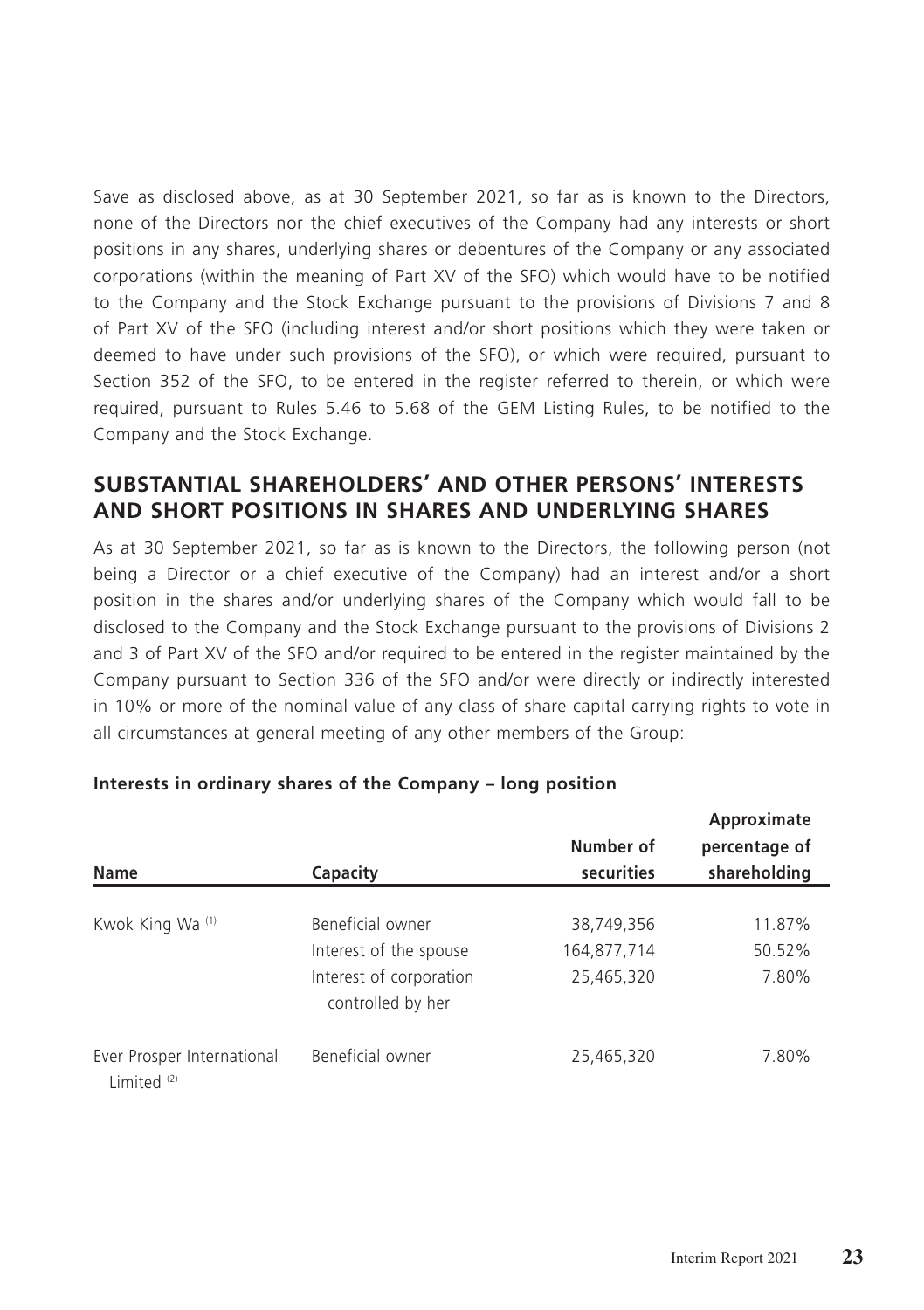Save as disclosed above, as at 30 September 2021, so far as is known to the Directors, none of the Directors nor the chief executives of the Company had any interests or short positions in any shares, underlying shares or debentures of the Company or any associated corporations (within the meaning of Part XV of the SFO) which would have to be notified to the Company and the Stock Exchange pursuant to the provisions of Divisions 7 and 8 of Part XV of the SFO (including interest and/or short positions which they were taken or deemed to have under such provisions of the SFO), or which were required, pursuant to Section 352 of the SFO, to be entered in the register referred to therein, or which were required, pursuant to Rules 5.46 to 5.68 of the GEM Listing Rules, to be notified to the Company and the Stock Exchange.

## SUBSTANTIAL SHAREHOLDERS' AND OTHER PERSONS' INTERESTS AND SHORT POSITIONS IN SHARES AND UNDERLYING SHARES

As at 30 September 2021, so far as is known to the Directors, the following person (not being a Director or a chief executive of the Company) had an interest and/or a short position in the shares and/or underlying shares of the Company which would fall to be disclosed to the Company and the Stock Exchange pursuant to the provisions of Divisions 2 and 3 of Part XV of the SFO and/or required to be entered in the register maintained by the Company pursuant to Section 336 of the SFO and/or were directly or indirectly interested in 10% or more of the nominal value of any class of share capital carrying rights to vote in all circumstances at general meeting of any other members of the Group:

**Interests in ordinary shares of the Company – long position**

| Name | Capacity | Number of securities | Approximate percentage of shareholding |
|---|---|---|---|
| Kwok King Wa [1] | Beneficial owner | 38,749,356 | 11.87% |
| | Interest of the spouse | 164,877,714 | 50.52% |
| | Interest of corporation controlled by her | 25,465,320 | 7.80% |
| Ever Prosper International Limited [2] | Beneficial owner | 25,465,320 | 7.80% |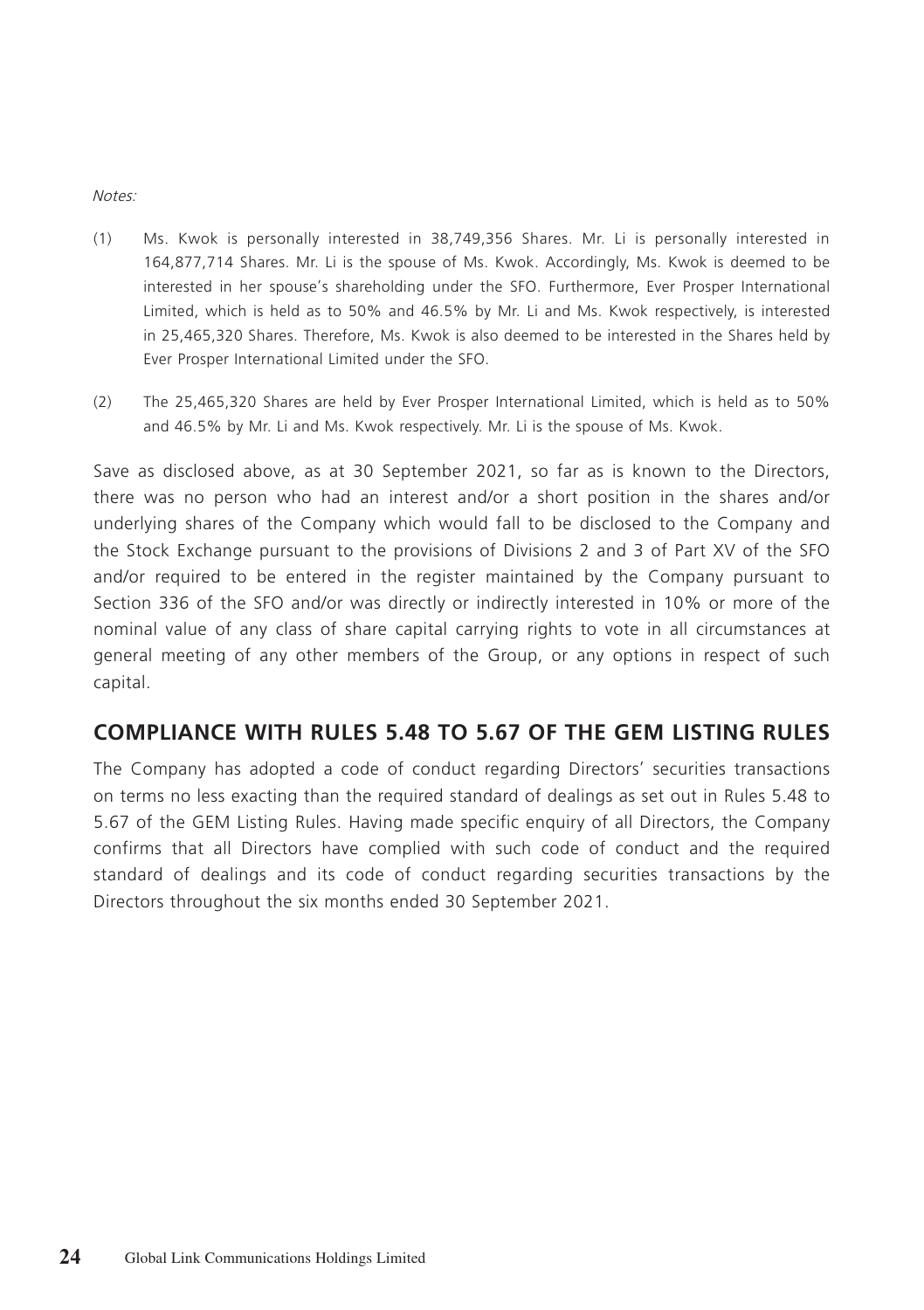*Notes:*

(1) Ms. Kwok is personally interested in 38,749,356 Shares. Mr. Li is personally interested in 164,877,714 Shares. Mr. Li is the spouse of Ms. Kwok. Accordingly, Ms. Kwok is deemed to be interested in her spouse's shareholding under the SFO. Furthermore, Ever Prosper International Limited, which is held as to 50% and 46.5% by Mr. Li and Ms. Kwok respectively, is interested in 25,465,320 Shares. Therefore, Ms. Kwok is also deemed to be interested in the Shares held by Ever Prosper International Limited under the SFO.

(2) The 25,465,320 Shares are held by Ever Prosper International Limited, which is held as to 50% and 46.5% by Mr. Li and Ms. Kwok respectively. Mr. Li is the spouse of Ms. Kwok.

Save as disclosed above, as at 30 September 2021, so far as is known to the Directors, there was no person who had an interest and/or a short position in the shares and/or underlying shares of the Company which would fall to be disclosed to the Company and the Stock Exchange pursuant to the provisions of Divisions 2 and 3 of Part XV of the SFO and/or required to be entered in the register maintained by the Company pursuant to Section 336 of the SFO and/or was directly or indirectly interested in 10% or more of the nominal value of any class of share capital carrying rights to vote in all circumstances at general meeting of any other members of the Group, or any options in respect of such capital.

## COMPLIANCE WITH RULES 5.48 TO 5.67 OF THE GEM LISTING RULES

The Company has adopted a code of conduct regarding Directors' securities transactions on terms no less exacting than the required standard of dealings as set out in Rules 5.48 to 5.67 of the GEM Listing Rules. Having made specific enquiry of all Directors, the Company confirms that all Directors have complied with such code of conduct and the required standard of dealings and its code of conduct regarding securities transactions by the Directors throughout the six months ended 30 September 2021.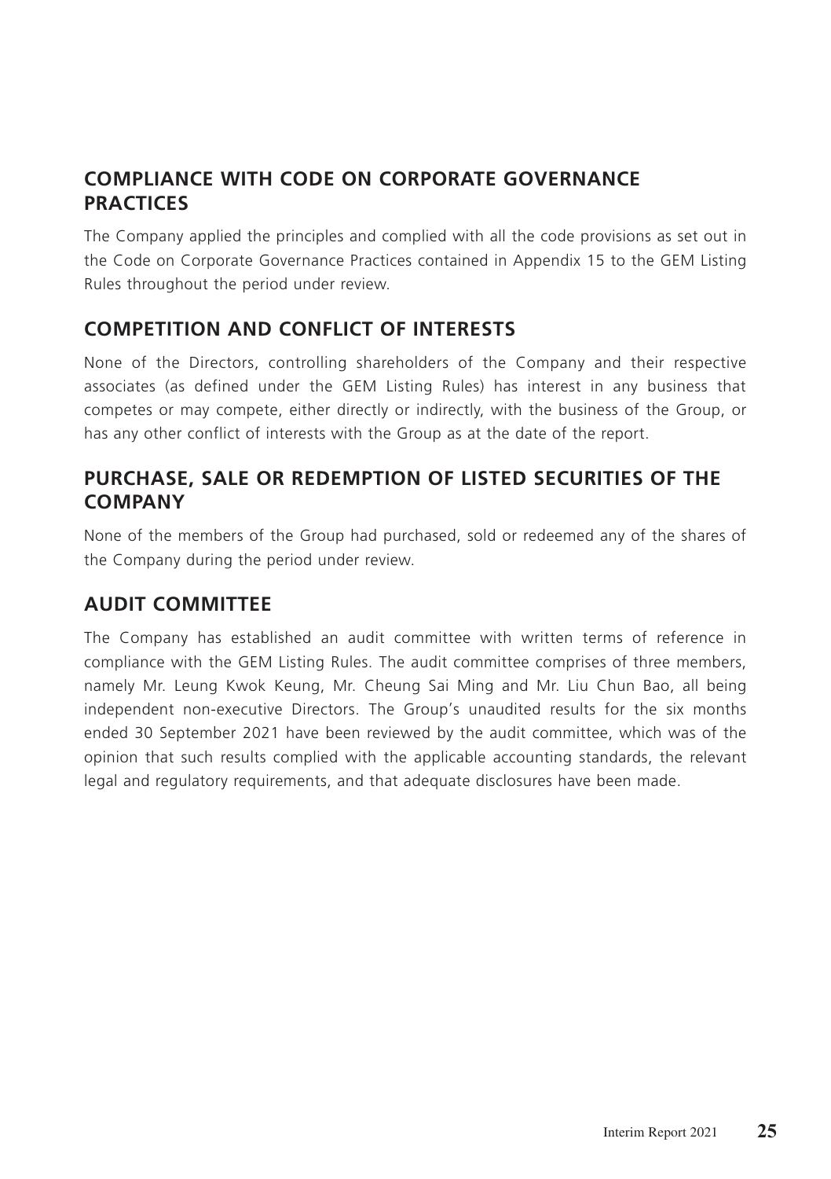## COMPLIANCE WITH CODE ON CORPORATE GOVERNANCE PRACTICES

The Company applied the principles and complied with all the code provisions as set out in the Code on Corporate Governance Practices contained in Appendix 15 to the GEM Listing Rules throughout the period under review.

## COMPETITION AND CONFLICT OF INTERESTS

None of the Directors, controlling shareholders of the Company and their respective associates (as defined under the GEM Listing Rules) has interest in any business that competes or may compete, either directly or indirectly, with the business of the Group, or has any other conflict of interests with the Group as at the date of the report.

## PURCHASE, SALE OR REDEMPTION OF LISTED SECURITIES OF THE COMPANY

None of the members of the Group had purchased, sold or redeemed any of the shares of the Company during the period under review.

## AUDIT COMMITTEE

The Company has established an audit committee with written terms of reference in compliance with the GEM Listing Rules. The audit committee comprises of three members, namely Mr. Leung Kwok Keung, Mr. Cheung Sai Ming and Mr. Liu Chun Bao, all being independent non-executive Directors. The Group's unaudited results for the six months ended 30 September 2021 have been reviewed by the audit committee, which was of the opinion that such results complied with the applicable accounting standards, the relevant legal and regulatory requirements, and that adequate disclosures have been made.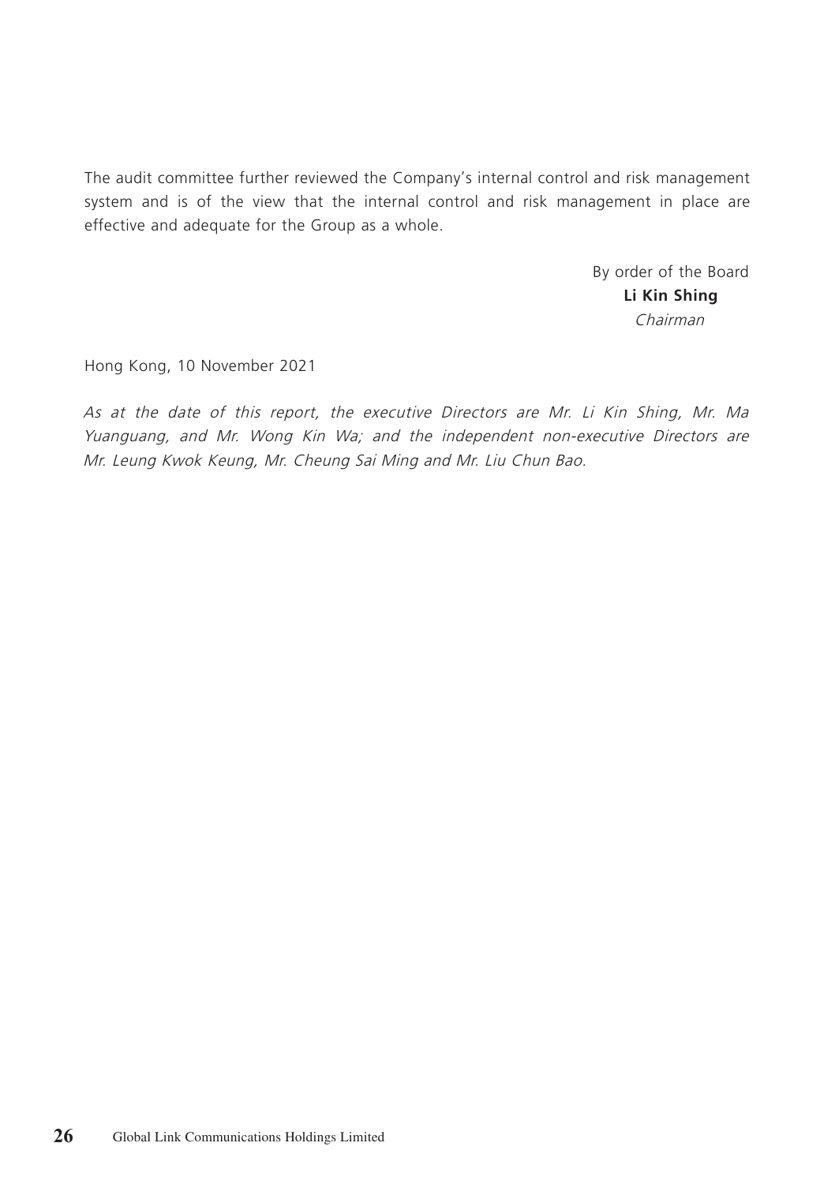The audit committee further reviewed the Company's internal control and risk management system and is of the view that the internal control and risk management in place are effective and adequate for the Group as a whole.

By order of the Board
**Li Kin Shing**
*Chairman*

Hong Kong, 10 November 2021

*As at the date of this report, the executive Directors are Mr. Li Kin Shing, Mr. Ma Yuanguang, and Mr. Wong Kin Wa; and the independent non-executive Directors are Mr. Leung Kwok Keung, Mr. Cheung Sai Ming and Mr. Liu Chun Bao.*